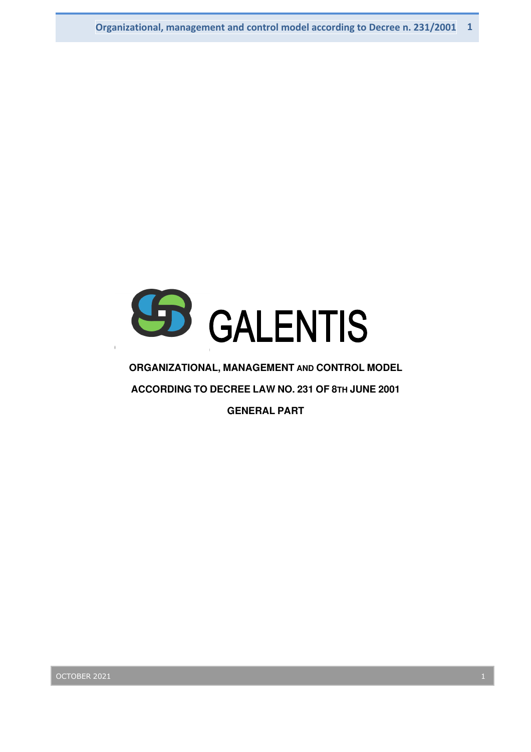GALENTIS

**ORGANIZATIONAL, MANAGEMENT AND CONTROL MODEL**

**ACCORDING TO DECREE LAW NO. 231 OF 8TH JUNE 2001**

**GENERAL PART**

OCTOBER 2021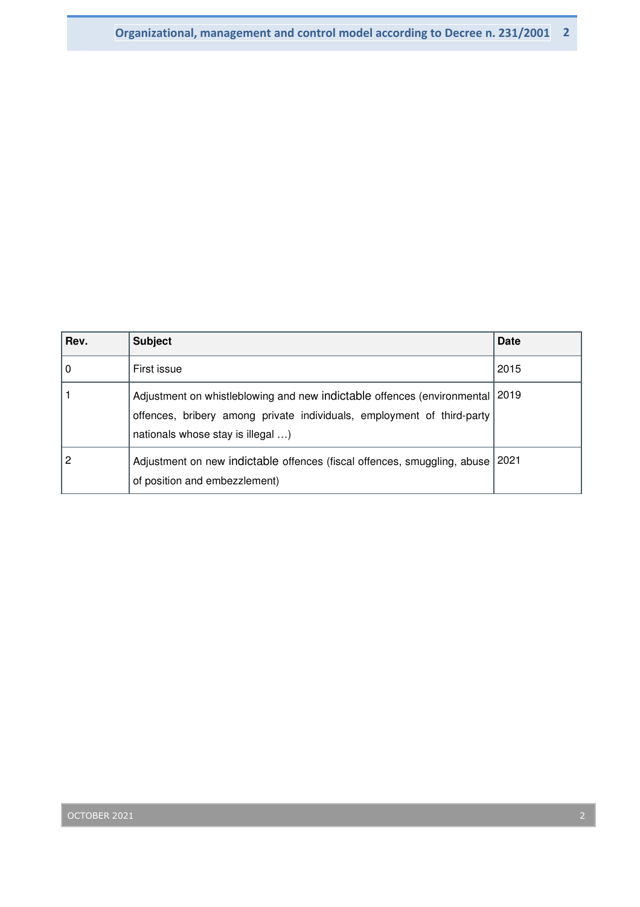| Rev. | Subject | Date |
|---|---|---|
| 0 | First issue | 2015 |
| 1 | Adjustment on whistleblowing and new indictable offences (environmental offences, bribery among private individuals, employment of third-party nationals whose stay is illegal …) | 2019 |
| 2 | Adjustment on new indictable offences (fiscal offences, smuggling, abuse of position and embezzlement) | 2021 |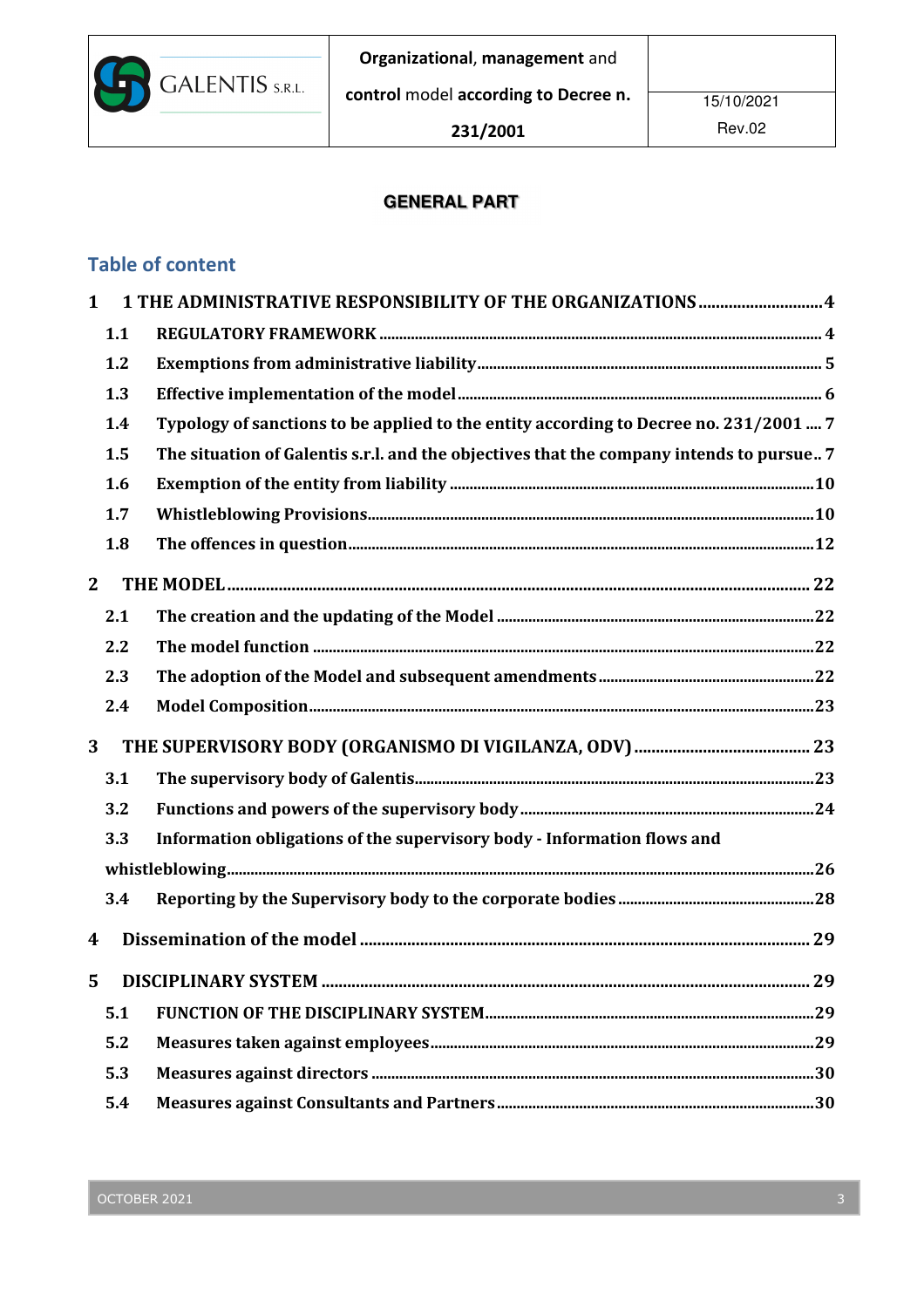**GENERAL PART**

## Table of content

1 1 THE ADMINISTRATIVE RESPONSIBILITY OF THE ORGANIZATIONS ............................ 4
- 1.1 REGULATORY FRAMEWORK ............................ 4
- 1.2 Exemptions from administrative liability ............................ 5
- 1.3 Effective implementation of the model ............................ 6
- 1.4 Typology of sanctions to be applied to the entity according to Decree no. 231/2001 .... 7
- 1.5 The situation of Galentis s.r.l. and the objectives that the company intends to pursue.. 7
- 1.6 Exemption of the entity from liability ............................ 10
- 1.7 Whistleblowing Provisions ............................ 10
- 1.8 The offences in question ............................ 12

2 THE MODEL ............................ 22
- 2.1 The creation and the updating of the Model ............................ 22
- 2.2 The model function ............................ 22
- 2.3 The adoption of the Model and subsequent amendments ............................ 22
- 2.4 Model Composition ............................ 23

3 THE SUPERVISORY BODY (ORGANISMO DI VIGILANZA, ODV) ............................ 23
- 3.1 The supervisory body of Galentis ............................ 23
- 3.2 Functions and powers of the supervisory body ............................ 24
- 3.3 Information obligations of the supervisory body - Information flows and whistleblowing ............................ 26
- 3.4 Reporting by the Supervisory body to the corporate bodies ............................ 28

4 Dissemination of the model ............................ 29

5 DISCIPLINARY SYSTEM ............................ 29
- 5.1 FUNCTION OF THE DISCIPLINARY SYSTEM ............................ 29
- 5.2 Measures taken against employees ............................ 29
- 5.3 Measures against directors ............................ 30
- 5.4 Measures against Consultants and Partners ............................ 30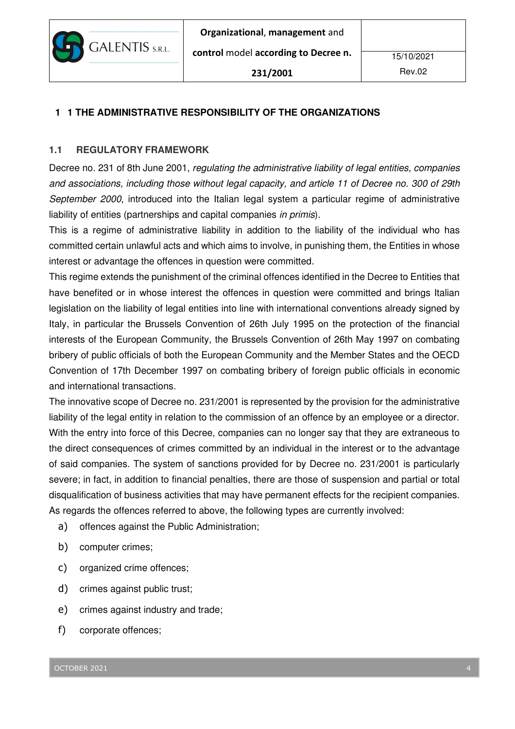# 1 1 THE ADMINISTRATIVE RESPONSIBILITY OF THE ORGANIZATIONS

## 1.1 REGULATORY FRAMEWORK

Decree no. 231 of 8th June 2001, *regulating the administrative liability of legal entities, companies and associations, including those without legal capacity, and article 11 of Decree no. 300 of 29th September 2000*, introduced into the Italian legal system a particular regime of administrative liability of entities (partnerships and capital companies *in primis*).

This is a regime of administrative liability in addition to the liability of the individual who has committed certain unlawful acts and which aims to involve, in punishing them, the Entities in whose interest or advantage the offences in question were committed.

This regime extends the punishment of the criminal offences identified in the Decree to Entities that have benefited or in whose interest the offences in question were committed and brings Italian legislation on the liability of legal entities into line with international conventions already signed by Italy, in particular the Brussels Convention of 26th July 1995 on the protection of the financial interests of the European Community, the Brussels Convention of 26th May 1997 on combating bribery of public officials of both the European Community and the Member States and the OECD Convention of 17th December 1997 on combating bribery of foreign public officials in economic and international transactions.

The innovative scope of Decree no. 231/2001 is represented by the provision for the administrative liability of the legal entity in relation to the commission of an offence by an employee or a director. With the entry into force of this Decree, companies can no longer say that they are extraneous to the direct consequences of crimes committed by an individual in the interest or to the advantage of said companies. The system of sanctions provided for by Decree no. 231/2001 is particularly severe; in fact, in addition to financial penalties, there are those of suspension and partial or total disqualification of business activities that may have permanent effects for the recipient companies.

As regards the offences referred to above, the following types are currently involved:

a) offences against the Public Administration;

b) computer crimes;

c) organized crime offences;

d) crimes against public trust;

e) crimes against industry and trade;

f) corporate offences;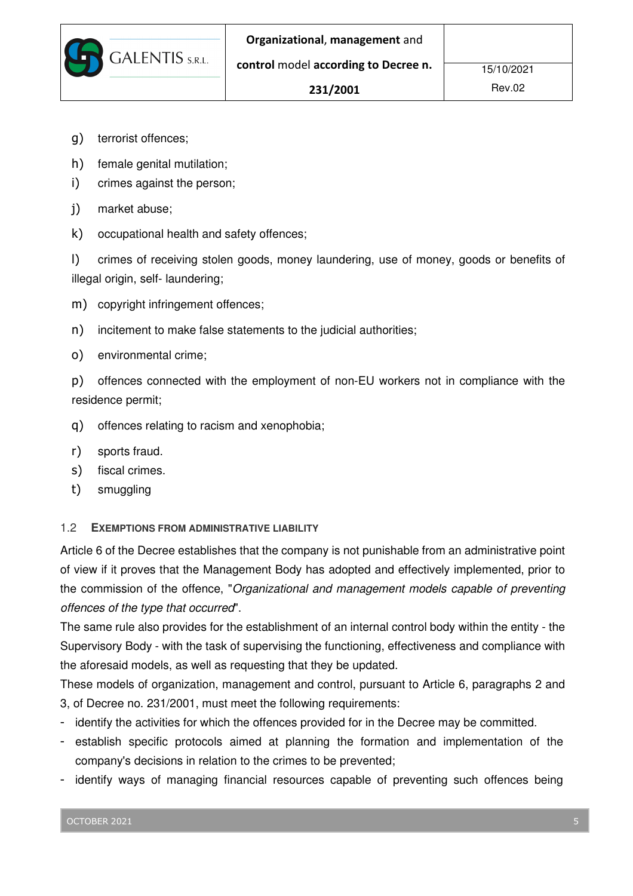g) terrorist offences;

h) female genital mutilation;

i) crimes against the person;

j) market abuse;

k) occupational health and safety offences;

l) crimes of receiving stolen goods, money laundering, use of money, goods or benefits of illegal origin, self- laundering;

m) copyright infringement offences;

n) incitement to make false statements to the judicial authorities;

o) environmental crime;

p) offences connected with the employment of non-EU workers not in compliance with the residence permit;

q) offences relating to racism and xenophobia;

r) sports fraud.

s) fiscal crimes.

t) smuggling

### 1.2 EXEMPTIONS FROM ADMINISTRATIVE LIABILITY

Article 6 of the Decree establishes that the company is not punishable from an administrative point of view if it proves that the Management Body has adopted and effectively implemented, prior to the commission of the offence, "*Organizational and management models capable of preventing offences of the type that occurred*".

The same rule also provides for the establishment of an internal control body within the entity - the Supervisory Body - with the task of supervising the functioning, effectiveness and compliance with the aforesaid models, as well as requesting that they be updated.

These models of organization, management and control, pursuant to Article 6, paragraphs 2 and 3, of Decree no. 231/2001, must meet the following requirements:

- identify the activities for which the offences provided for in the Decree may be committed.
- establish specific protocols aimed at planning the formation and implementation of the company's decisions in relation to the crimes to be prevented;
- identify ways of managing financial resources capable of preventing such offences being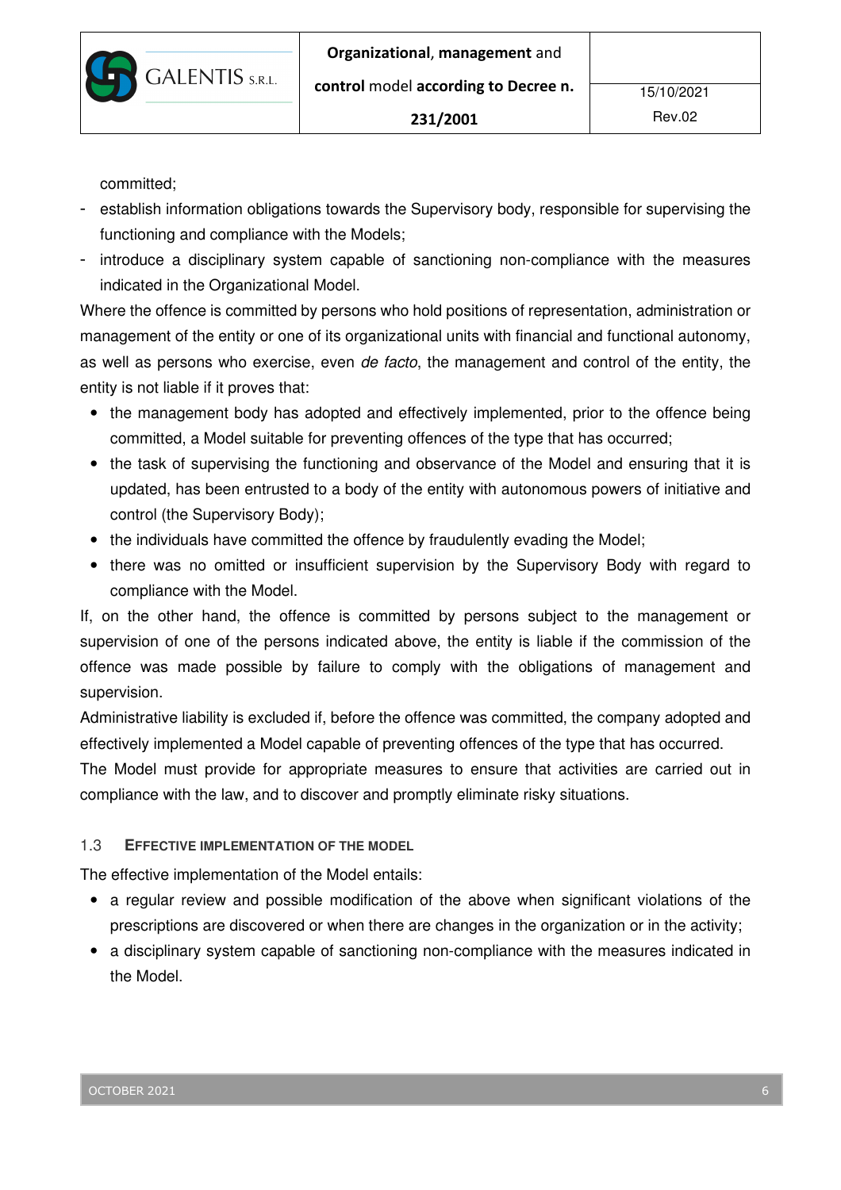committed;

- establish information obligations towards the Supervisory body, responsible for supervising the functioning and compliance with the Models;
- introduce a disciplinary system capable of sanctioning non-compliance with the measures indicated in the Organizational Model.

Where the offence is committed by persons who hold positions of representation, administration or management of the entity or one of its organizational units with financial and functional autonomy, as well as persons who exercise, even *de facto*, the management and control of the entity, the entity is not liable if it proves that:

- the management body has adopted and effectively implemented, prior to the offence being committed, a Model suitable for preventing offences of the type that has occurred;
- the task of supervising the functioning and observance of the Model and ensuring that it is updated, has been entrusted to a body of the entity with autonomous powers of initiative and control (the Supervisory Body);
- the individuals have committed the offence by fraudulently evading the Model;
- there was no omitted or insufficient supervision by the Supervisory Body with regard to compliance with the Model.

If, on the other hand, the offence is committed by persons subject to the management or supervision of one of the persons indicated above, the entity is liable if the commission of the offence was made possible by failure to comply with the obligations of management and supervision.

Administrative liability is excluded if, before the offence was committed, the company adopted and effectively implemented a Model capable of preventing offences of the type that has occurred.

The Model must provide for appropriate measures to ensure that activities are carried out in compliance with the law, and to discover and promptly eliminate risky situations.

### 1.3 EFFECTIVE IMPLEMENTATION OF THE MODEL

The effective implementation of the Model entails:

- a regular review and possible modification of the above when significant violations of the prescriptions are discovered or when there are changes in the organization or in the activity;
- a disciplinary system capable of sanctioning non-compliance with the measures indicated in the Model.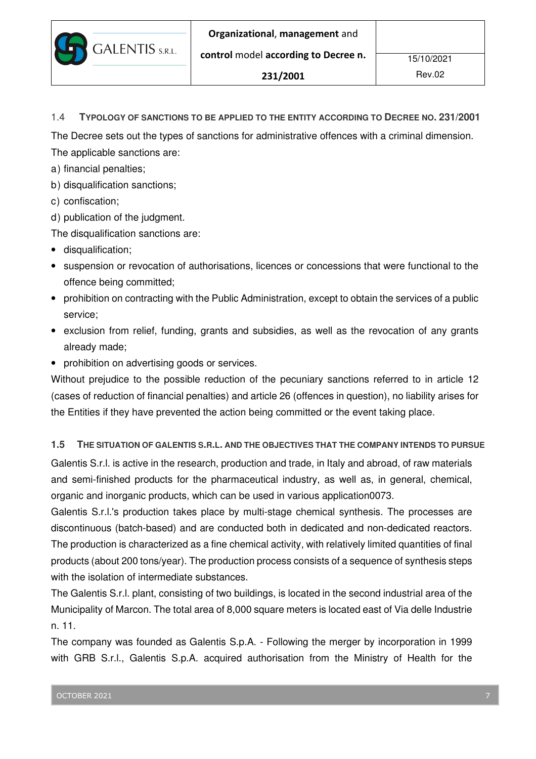### 1.4 TYPOLOGY OF SANCTIONS TO BE APPLIED TO THE ENTITY ACCORDING TO DECREE NO. 231/2001

The Decree sets out the types of sanctions for administrative offences with a criminal dimension.

The applicable sanctions are:

a) financial penalties;

b) disqualification sanctions;

c) confiscation;

d) publication of the judgment.

The disqualification sanctions are:

- disqualification;
- suspension or revocation of authorisations, licences or concessions that were functional to the offence being committed;
- prohibition on contracting with the Public Administration, except to obtain the services of a public service;
- exclusion from relief, funding, grants and subsidies, as well as the revocation of any grants already made;
- prohibition on advertising goods or services.

Without prejudice to the possible reduction of the pecuniary sanctions referred to in article 12 (cases of reduction of financial penalties) and article 26 (offences in question), no liability arises for the Entities if they have prevented the action being committed or the event taking place.

### 1.5 THE SITUATION OF GALENTIS S.R.L. AND THE OBJECTIVES THAT THE COMPANY INTENDS TO PURSUE

Galentis S.r.l. is active in the research, production and trade, in Italy and abroad, of raw materials and semi-finished products for the pharmaceutical industry, as well as, in general, chemical, organic and inorganic products, which can be used in various application0073.

Galentis S.r.l.'s production takes place by multi-stage chemical synthesis. The processes are discontinuous (batch-based) and are conducted both in dedicated and non-dedicated reactors. The production is characterized as a fine chemical activity, with relatively limited quantities of final products (about 200 tons/year). The production process consists of a sequence of synthesis steps with the isolation of intermediate substances.

The Galentis S.r.l. plant, consisting of two buildings, is located in the second industrial area of the Municipality of Marcon. The total area of 8,000 square meters is located east of Via delle Industrie n. 11.

The company was founded as Galentis S.p.A. - Following the merger by incorporation in 1999 with GRB S.r.l., Galentis S.p.A. acquired authorisation from the Ministry of Health for the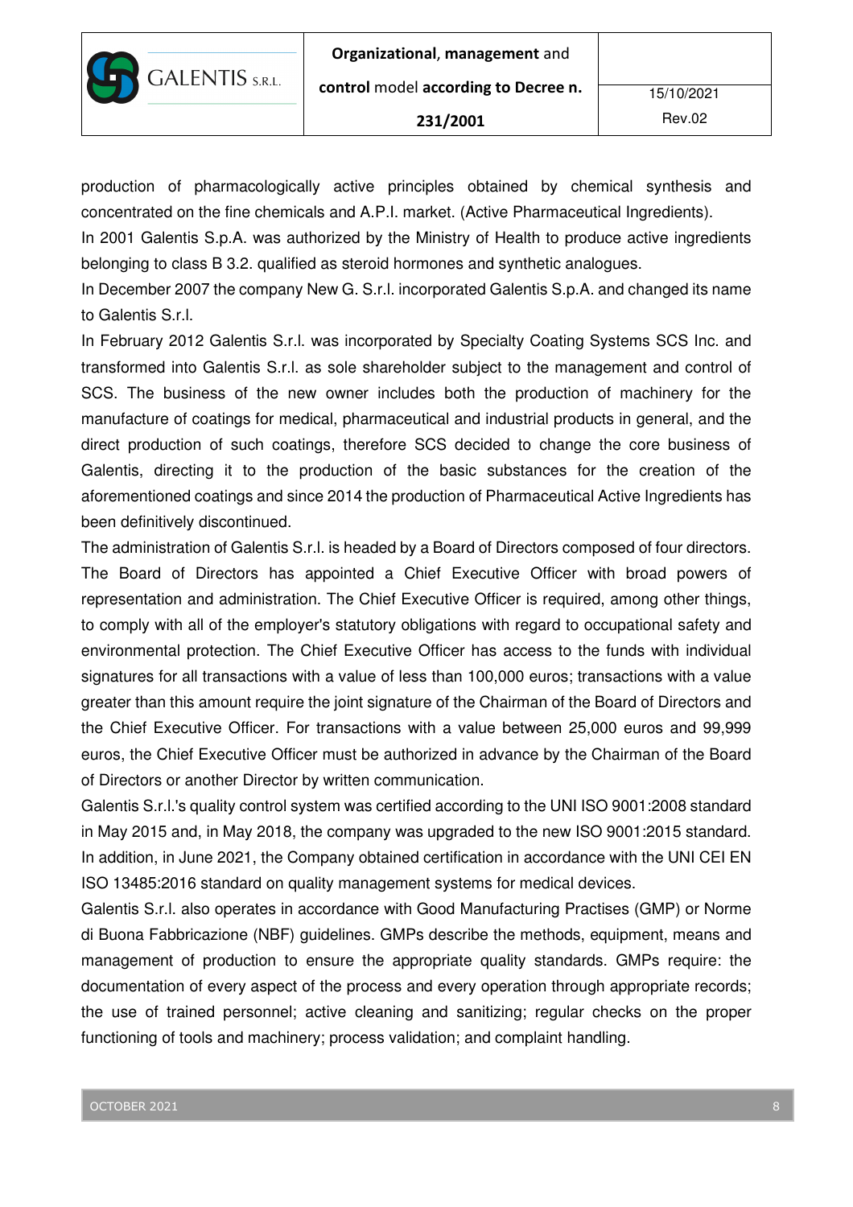production of pharmacologically active principles obtained by chemical synthesis and concentrated on the fine chemicals and A.P.I. market. (Active Pharmaceutical Ingredients).

In 2001 Galentis S.p.A. was authorized by the Ministry of Health to produce active ingredients belonging to class B 3.2. qualified as steroid hormones and synthetic analogues.

In December 2007 the company New G. S.r.l. incorporated Galentis S.p.A. and changed its name to Galentis S.r.l.

In February 2012 Galentis S.r.l. was incorporated by Specialty Coating Systems SCS Inc. and transformed into Galentis S.r.l. as sole shareholder subject to the management and control of SCS. The business of the new owner includes both the production of machinery for the manufacture of coatings for medical, pharmaceutical and industrial products in general, and the direct production of such coatings, therefore SCS decided to change the core business of Galentis, directing it to the production of the basic substances for the creation of the aforementioned coatings and since 2014 the production of Pharmaceutical Active Ingredients has been definitively discontinued.

The administration of Galentis S.r.l. is headed by a Board of Directors composed of four directors. The Board of Directors has appointed a Chief Executive Officer with broad powers of representation and administration. The Chief Executive Officer is required, among other things, to comply with all of the employer's statutory obligations with regard to occupational safety and environmental protection. The Chief Executive Officer has access to the funds with individual signatures for all transactions with a value of less than 100,000 euros; transactions with a value greater than this amount require the joint signature of the Chairman of the Board of Directors and the Chief Executive Officer. For transactions with a value between 25,000 euros and 99,999 euros, the Chief Executive Officer must be authorized in advance by the Chairman of the Board of Directors or another Director by written communication.

Galentis S.r.l.'s quality control system was certified according to the UNI ISO 9001:2008 standard in May 2015 and, in May 2018, the company was upgraded to the new ISO 9001:2015 standard. In addition, in June 2021, the Company obtained certification in accordance with the UNI CEI EN ISO 13485:2016 standard on quality management systems for medical devices.

Galentis S.r.l. also operates in accordance with Good Manufacturing Practises (GMP) or Norme di Buona Fabbricazione (NBF) guidelines. GMPs describe the methods, equipment, means and management of production to ensure the appropriate quality standards. GMPs require: the documentation of every aspect of the process and every operation through appropriate records; the use of trained personnel; active cleaning and sanitizing; regular checks on the proper functioning of tools and machinery; process validation; and complaint handling.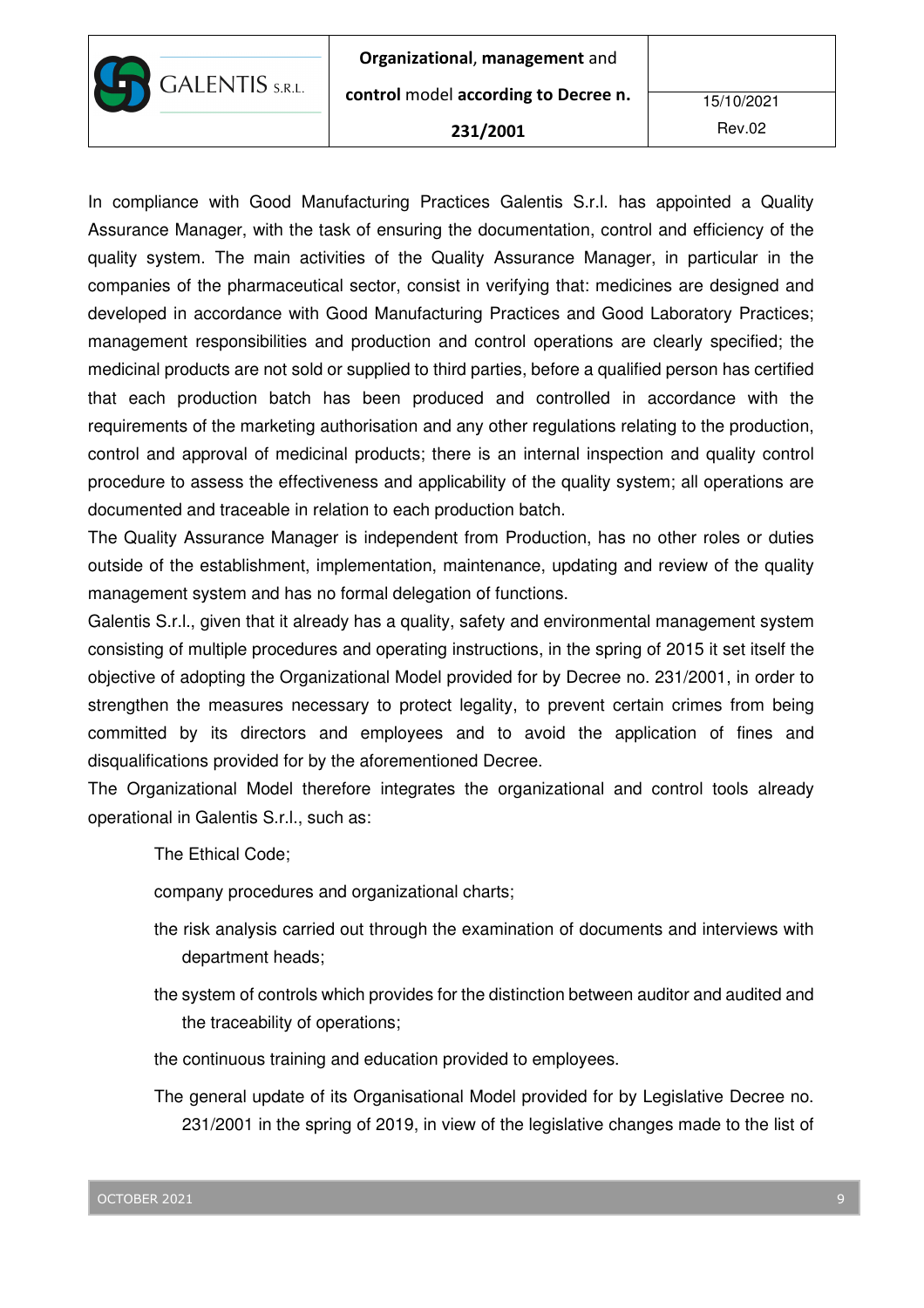In compliance with Good Manufacturing Practices Galentis S.r.l. has appointed a Quality Assurance Manager, with the task of ensuring the documentation, control and efficiency of the quality system. The main activities of the Quality Assurance Manager, in particular in the companies of the pharmaceutical sector, consist in verifying that: medicines are designed and developed in accordance with Good Manufacturing Practices and Good Laboratory Practices; management responsibilities and production and control operations are clearly specified; the medicinal products are not sold or supplied to third parties, before a qualified person has certified that each production batch has been produced and controlled in accordance with the requirements of the marketing authorisation and any other regulations relating to the production, control and approval of medicinal products; there is an internal inspection and quality control procedure to assess the effectiveness and applicability of the quality system; all operations are documented and traceable in relation to each production batch.

The Quality Assurance Manager is independent from Production, has no other roles or duties outside of the establishment, implementation, maintenance, updating and review of the quality management system and has no formal delegation of functions.

Galentis S.r.l., given that it already has a quality, safety and environmental management system consisting of multiple procedures and operating instructions, in the spring of 2015 it set itself the objective of adopting the Organizational Model provided for by Decree no. 231/2001, in order to strengthen the measures necessary to protect legality, to prevent certain crimes from being committed by its directors and employees and to avoid the application of fines and disqualifications provided for by the aforementioned Decree.

The Organizational Model therefore integrates the organizational and control tools already operational in Galentis S.r.l., such as:

- The Ethical Code;
- company procedures and organizational charts;
- the risk analysis carried out through the examination of documents and interviews with department heads;
- the system of controls which provides for the distinction between auditor and audited and the traceability of operations;
- the continuous training and education provided to employees.
- The general update of its Organisational Model provided for by Legislative Decree no. 231/2001 in the spring of 2019, in view of the legislative changes made to the list of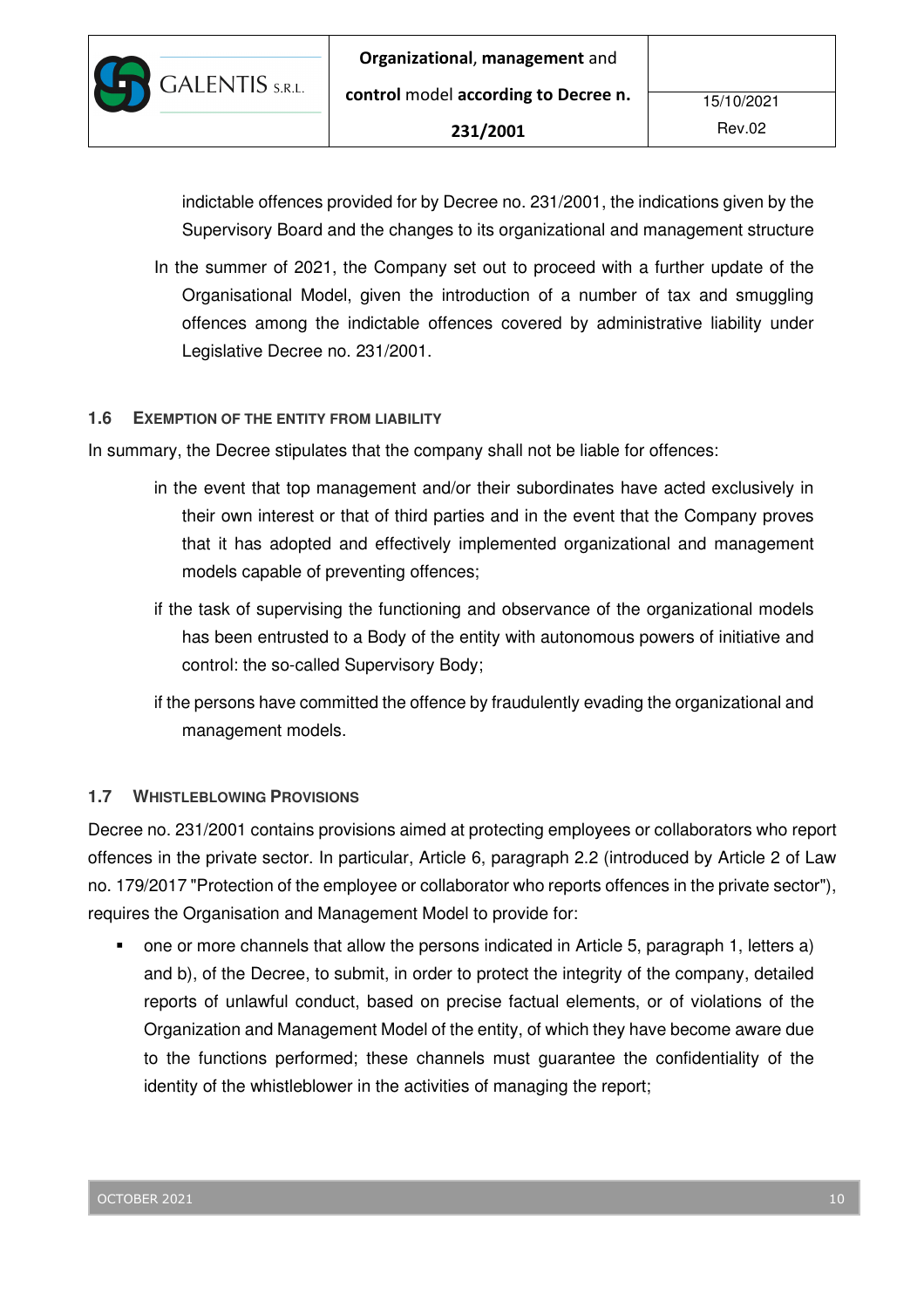indictable offences provided for by Decree no. 231/2001, the indications given by the Supervisory Board and the changes to its organizational and management structure

In the summer of 2021, the Company set out to proceed with a further update of the Organisational Model, given the introduction of a number of tax and smuggling offences among the indictable offences covered by administrative liability under Legislative Decree no. 231/2001.

### 1.6 Exemption of the Entity from Liability

In summary, the Decree stipulates that the company shall not be liable for offences:

in the event that top management and/or their subordinates have acted exclusively in their own interest or that of third parties and in the event that the Company proves that it has adopted and effectively implemented organizational and management models capable of preventing offences;

if the task of supervising the functioning and observance of the organizational models has been entrusted to a Body of the entity with autonomous powers of initiative and control: the so-called Supervisory Body;

if the persons have committed the offence by fraudulently evading the organizational and management models.

### 1.7 Whistleblowing Provisions

Decree no. 231/2001 contains provisions aimed at protecting employees or collaborators who report offences in the private sector. In particular, Article 6, paragraph 2.2 (introduced by Article 2 of Law no. 179/2017 "Protection of the employee or collaborator who reports offences in the private sector"), requires the Organisation and Management Model to provide for:

- one or more channels that allow the persons indicated in Article 5, paragraph 1, letters a) and b), of the Decree, to submit, in order to protect the integrity of the company, detailed reports of unlawful conduct, based on precise factual elements, or of violations of the Organization and Management Model of the entity, of which they have become aware due to the functions performed; these channels must guarantee the confidentiality of the identity of the whistleblower in the activities of managing the report;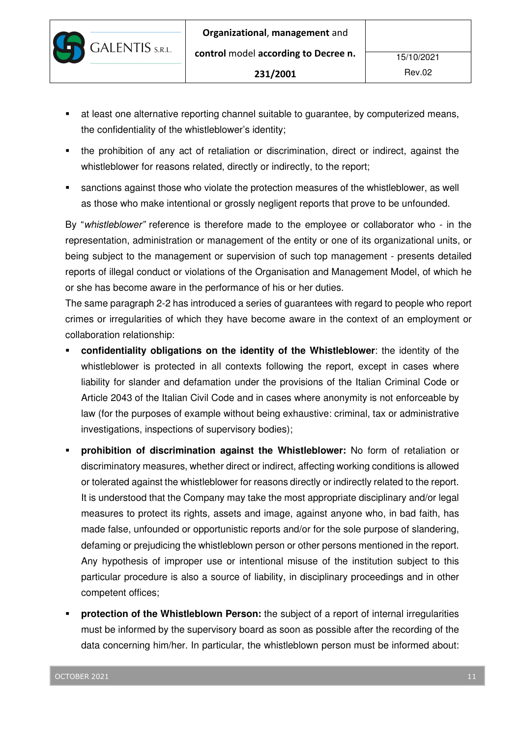- at least one alternative reporting channel suitable to guarantee, by computerized means, the confidentiality of the whistleblower's identity;
- the prohibition of any act of retaliation or discrimination, direct or indirect, against the whistleblower for reasons related, directly or indirectly, to the report;
- sanctions against those who violate the protection measures of the whistleblower, as well as those who make intentional or grossly negligent reports that prove to be unfounded.

By "*whistleblower"* reference is therefore made to the employee or collaborator who - in the representation, administration or management of the entity or one of its organizational units, or being subject to the management or supervision of such top management - presents detailed reports of illegal conduct or violations of the Organisation and Management Model, of which he or she has become aware in the performance of his or her duties.

The same paragraph 2-2 has introduced a series of guarantees with regard to people who report crimes or irregularities of which they have become aware in the context of an employment or collaboration relationship:

- **confidentiality obligations on the identity of the Whistleblower**: the identity of the whistleblower is protected in all contexts following the report, except in cases where liability for slander and defamation under the provisions of the Italian Criminal Code or Article 2043 of the Italian Civil Code and in cases where anonymity is not enforceable by law (for the purposes of example without being exhaustive: criminal, tax or administrative investigations, inspections of supervisory bodies);
- **prohibition of discrimination against the Whistleblower:** No form of retaliation or discriminatory measures, whether direct or indirect, affecting working conditions is allowed or tolerated against the whistleblower for reasons directly or indirectly related to the report. It is understood that the Company may take the most appropriate disciplinary and/or legal measures to protect its rights, assets and image, against anyone who, in bad faith, has made false, unfounded or opportunistic reports and/or for the sole purpose of slandering, defaming or prejudicing the whistleblown person or other persons mentioned in the report. Any hypothesis of improper use or intentional misuse of the institution subject to this particular procedure is also a source of liability, in disciplinary proceedings and in other competent offices;
- **protection of the Whistleblown Person:** the subject of a report of internal irregularities must be informed by the supervisory board as soon as possible after the recording of the data concerning him/her. In particular, the whistleblown person must be informed about: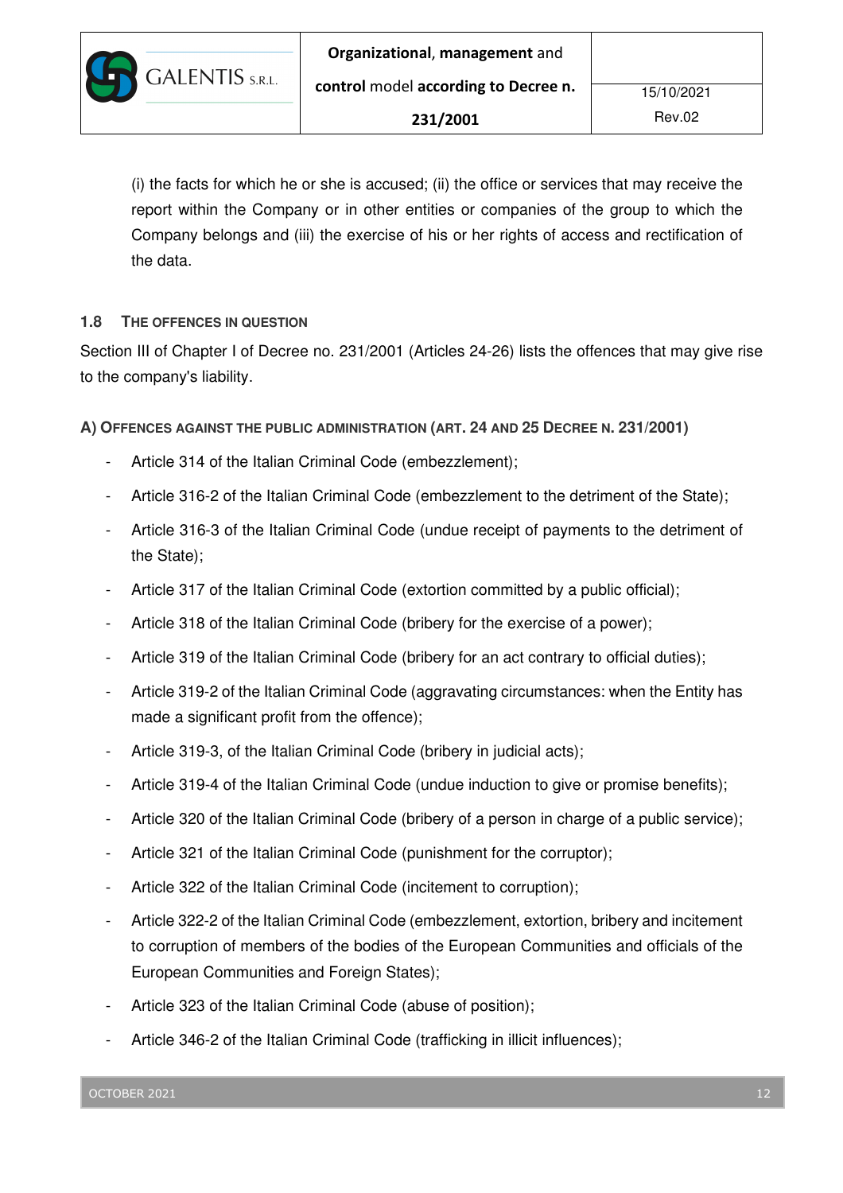(i) the facts for which he or she is accused; (ii) the office or services that may receive the report within the Company or in other entities or companies of the group to which the Company belongs and (iii) the exercise of his or her rights of access and rectification of the data.

## 1.8 THE OFFENCES IN QUESTION

Section III of Chapter I of Decree no. 231/2001 (Articles 24-26) lists the offences that may give rise to the company's liability.

**A) OFFENCES AGAINST THE PUBLIC ADMINISTRATION (ART. 24 AND 25 DECREE N. 231/2001)**

- Article 314 of the Italian Criminal Code (embezzlement);
- Article 316-2 of the Italian Criminal Code (embezzlement to the detriment of the State);
- Article 316-3 of the Italian Criminal Code (undue receipt of payments to the detriment of the State);
- Article 317 of the Italian Criminal Code (extortion committed by a public official);
- Article 318 of the Italian Criminal Code (bribery for the exercise of a power);
- Article 319 of the Italian Criminal Code (bribery for an act contrary to official duties);
- Article 319-2 of the Italian Criminal Code (aggravating circumstances: when the Entity has made a significant profit from the offence);
- Article 319-3, of the Italian Criminal Code (bribery in judicial acts);
- Article 319-4 of the Italian Criminal Code (undue induction to give or promise benefits);
- Article 320 of the Italian Criminal Code (bribery of a person in charge of a public service);
- Article 321 of the Italian Criminal Code (punishment for the corruptor);
- Article 322 of the Italian Criminal Code (incitement to corruption);
- Article 322-2 of the Italian Criminal Code (embezzlement, extortion, bribery and incitement to corruption of members of the bodies of the European Communities and officials of the European Communities and Foreign States);
- Article 323 of the Italian Criminal Code (abuse of position);
- Article 346-2 of the Italian Criminal Code (trafficking in illicit influences);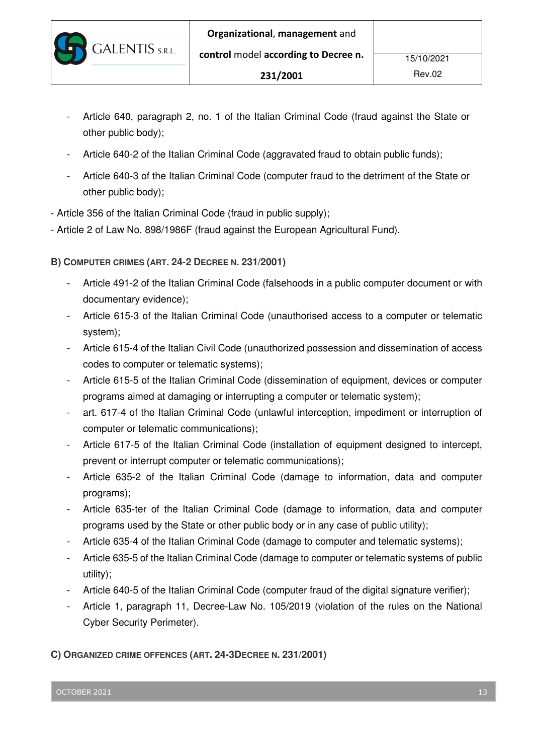- Article 640, paragraph 2, no. 1 of the Italian Criminal Code (fraud against the State or other public body);
- Article 640-2 of the Italian Criminal Code (aggravated fraud to obtain public funds);
- Article 640-3 of the Italian Criminal Code (computer fraud to the detriment of the State or other public body);

- Article 356 of the Italian Criminal Code (fraud in public supply);
- Article 2 of Law No. 898/1986F (fraud against the European Agricultural Fund).

**B) COMPUTER CRIMES (ART. 24-2 DECREE N. 231/2001)**

- Article 491-2 of the Italian Criminal Code (falsehoods in a public computer document or with documentary evidence);
- Article 615-3 of the Italian Criminal Code (unauthorised access to a computer or telematic system);
- Article 615-4 of the Italian Civil Code (unauthorized possession and dissemination of access codes to computer or telematic systems);
- Article 615-5 of the Italian Criminal Code (dissemination of equipment, devices or computer programs aimed at damaging or interrupting a computer or telematic system);
- art. 617-4 of the Italian Criminal Code (unlawful interception, impediment or interruption of computer or telematic communications);
- Article 617-5 of the Italian Criminal Code (installation of equipment designed to intercept, prevent or interrupt computer or telematic communications);
- Article 635-2 of the Italian Criminal Code (damage to information, data and computer programs);
- Article 635-ter of the Italian Criminal Code (damage to information, data and computer programs used by the State or other public body or in any case of public utility);
- Article 635-4 of the Italian Criminal Code (damage to computer and telematic systems);
- Article 635-5 of the Italian Criminal Code (damage to computer or telematic systems of public utility);
- Article 640-5 of the Italian Criminal Code (computer fraud of the digital signature verifier);
- Article 1, paragraph 11, Decree-Law No. 105/2019 (violation of the rules on the National Cyber Security Perimeter).

**C) ORGANIZED CRIME OFFENCES (ART. 24-3DECREE N. 231/2001)**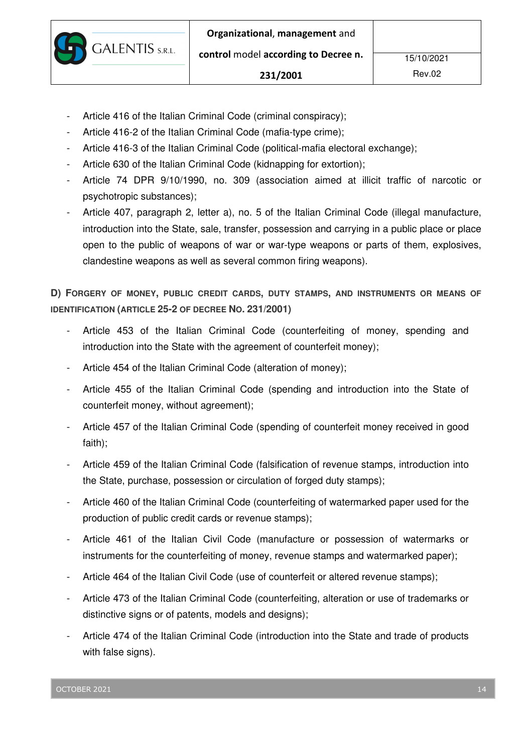- Article 416 of the Italian Criminal Code (criminal conspiracy);
- Article 416-2 of the Italian Criminal Code (mafia-type crime);
- Article 416-3 of the Italian Criminal Code (political-mafia electoral exchange);
- Article 630 of the Italian Criminal Code (kidnapping for extortion);
- Article 74 DPR 9/10/1990, no. 309 (association aimed at illicit traffic of narcotic or psychotropic substances);
- Article 407, paragraph 2, letter a), no. 5 of the Italian Criminal Code (illegal manufacture, introduction into the State, sale, transfer, possession and carrying in a public place or place open to the public of weapons of war or war-type weapons or parts of them, explosives, clandestine weapons as well as several common firing weapons).

**D) FORGERY OF MONEY, PUBLIC CREDIT CARDS, DUTY STAMPS, AND INSTRUMENTS OR MEANS OF IDENTIFICATION (ARTICLE 25-2 OF DECREE NO. 231/2001)**

- Article 453 of the Italian Criminal Code (counterfeiting of money, spending and introduction into the State with the agreement of counterfeit money);
- Article 454 of the Italian Criminal Code (alteration of money);
- Article 455 of the Italian Criminal Code (spending and introduction into the State of counterfeit money, without agreement);
- Article 457 of the Italian Criminal Code (spending of counterfeit money received in good faith);
- Article 459 of the Italian Criminal Code (falsification of revenue stamps, introduction into the State, purchase, possession or circulation of forged duty stamps);
- Article 460 of the Italian Criminal Code (counterfeiting of watermarked paper used for the production of public credit cards or revenue stamps);
- Article 461 of the Italian Civil Code (manufacture or possession of watermarks or instruments for the counterfeiting of money, revenue stamps and watermarked paper);
- Article 464 of the Italian Civil Code (use of counterfeit or altered revenue stamps);
- Article 473 of the Italian Criminal Code (counterfeiting, alteration or use of trademarks or distinctive signs or of patents, models and designs);
- Article 474 of the Italian Criminal Code (introduction into the State and trade of products with false signs).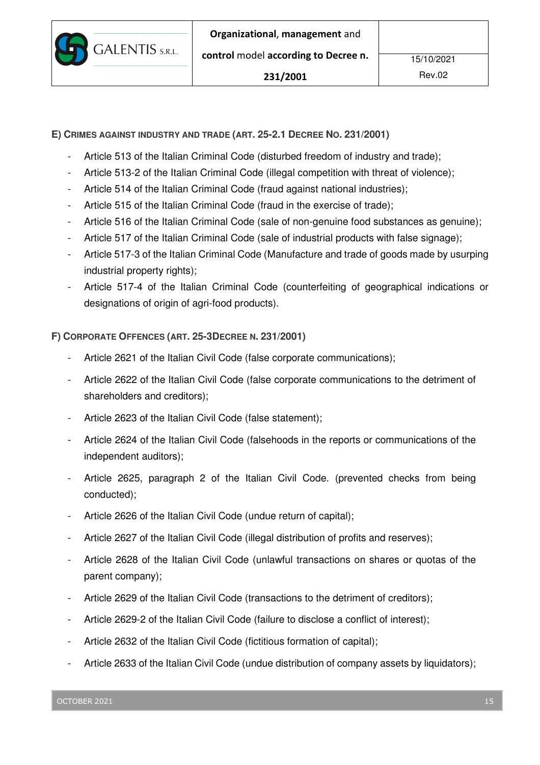**E) CRIMES AGAINST INDUSTRY AND TRADE (ART. 25-2.1 DECREE NO. 231/2001)**

- Article 513 of the Italian Criminal Code (disturbed freedom of industry and trade);
- Article 513-2 of the Italian Criminal Code (illegal competition with threat of violence);
- Article 514 of the Italian Criminal Code (fraud against national industries);
- Article 515 of the Italian Criminal Code (fraud in the exercise of trade);
- Article 516 of the Italian Criminal Code (sale of non-genuine food substances as genuine);
- Article 517 of the Italian Criminal Code (sale of industrial products with false signage);
- Article 517-3 of the Italian Criminal Code (Manufacture and trade of goods made by usurping industrial property rights);
- Article 517-4 of the Italian Criminal Code (counterfeiting of geographical indications or designations of origin of agri-food products).

**F) CORPORATE OFFENCES (ART. 25-3DECREE N. 231/2001)**

- Article 2621 of the Italian Civil Code (false corporate communications);
- Article 2622 of the Italian Civil Code (false corporate communications to the detriment of shareholders and creditors);
- Article 2623 of the Italian Civil Code (false statement);
- Article 2624 of the Italian Civil Code (falsehoods in the reports or communications of the independent auditors);
- Article 2625, paragraph 2 of the Italian Civil Code. (prevented checks from being conducted);
- Article 2626 of the Italian Civil Code (undue return of capital);
- Article 2627 of the Italian Civil Code (illegal distribution of profits and reserves);
- Article 2628 of the Italian Civil Code (unlawful transactions on shares or quotas of the parent company);
- Article 2629 of the Italian Civil Code (transactions to the detriment of creditors);
- Article 2629-2 of the Italian Civil Code (failure to disclose a conflict of interest);
- Article 2632 of the Italian Civil Code (fictitious formation of capital);
- Article 2633 of the Italian Civil Code (undue distribution of company assets by liquidators);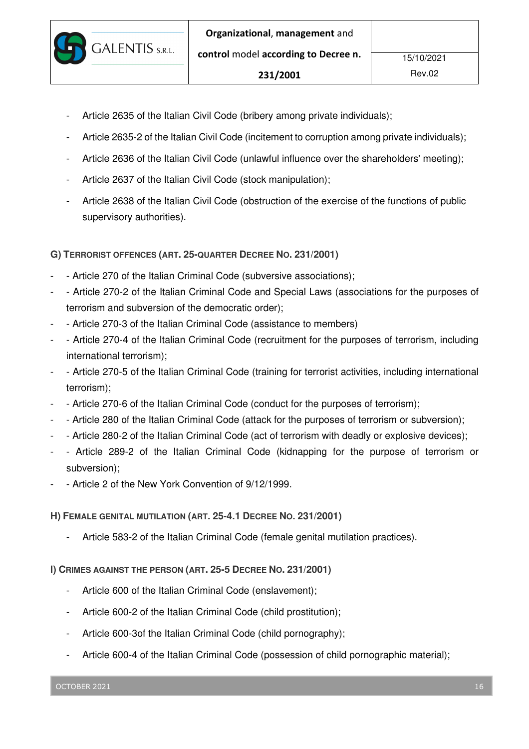- Article 2635 of the Italian Civil Code (bribery among private individuals);
- Article 2635-2 of the Italian Civil Code (incitement to corruption among private individuals);
- Article 2636 of the Italian Civil Code (unlawful influence over the shareholders' meeting);
- Article 2637 of the Italian Civil Code (stock manipulation);
- Article 2638 of the Italian Civil Code (obstruction of the exercise of the functions of public supervisory authorities).

**G) TERRORIST OFFENCES (ART. 25-QUARTER DECREE NO. 231/2001)**

- - Article 270 of the Italian Criminal Code (subversive associations);
- - Article 270-2 of the Italian Criminal Code and Special Laws (associations for the purposes of terrorism and subversion of the democratic order);
- - Article 270-3 of the Italian Criminal Code (assistance to members)
- - Article 270-4 of the Italian Criminal Code (recruitment for the purposes of terrorism, including international terrorism);
- - Article 270-5 of the Italian Criminal Code (training for terrorist activities, including international terrorism);
- - Article 270-6 of the Italian Criminal Code (conduct for the purposes of terrorism);
- - Article 280 of the Italian Criminal Code (attack for the purposes of terrorism or subversion);
- - Article 280-2 of the Italian Criminal Code (act of terrorism with deadly or explosive devices);
- - Article 289-2 of the Italian Criminal Code (kidnapping for the purpose of terrorism or subversion);
- - Article 2 of the New York Convention of 9/12/1999.

**H) FEMALE GENITAL MUTILATION (ART. 25-4.1 DECREE NO. 231/2001)**

- Article 583-2 of the Italian Criminal Code (female genital mutilation practices).

**I) CRIMES AGAINST THE PERSON (ART. 25-5 DECREE NO. 231/2001)**

- Article 600 of the Italian Criminal Code (enslavement);
- Article 600-2 of the Italian Criminal Code (child prostitution);
- Article 600-3of the Italian Criminal Code (child pornography);
- Article 600-4 of the Italian Criminal Code (possession of child pornographic material);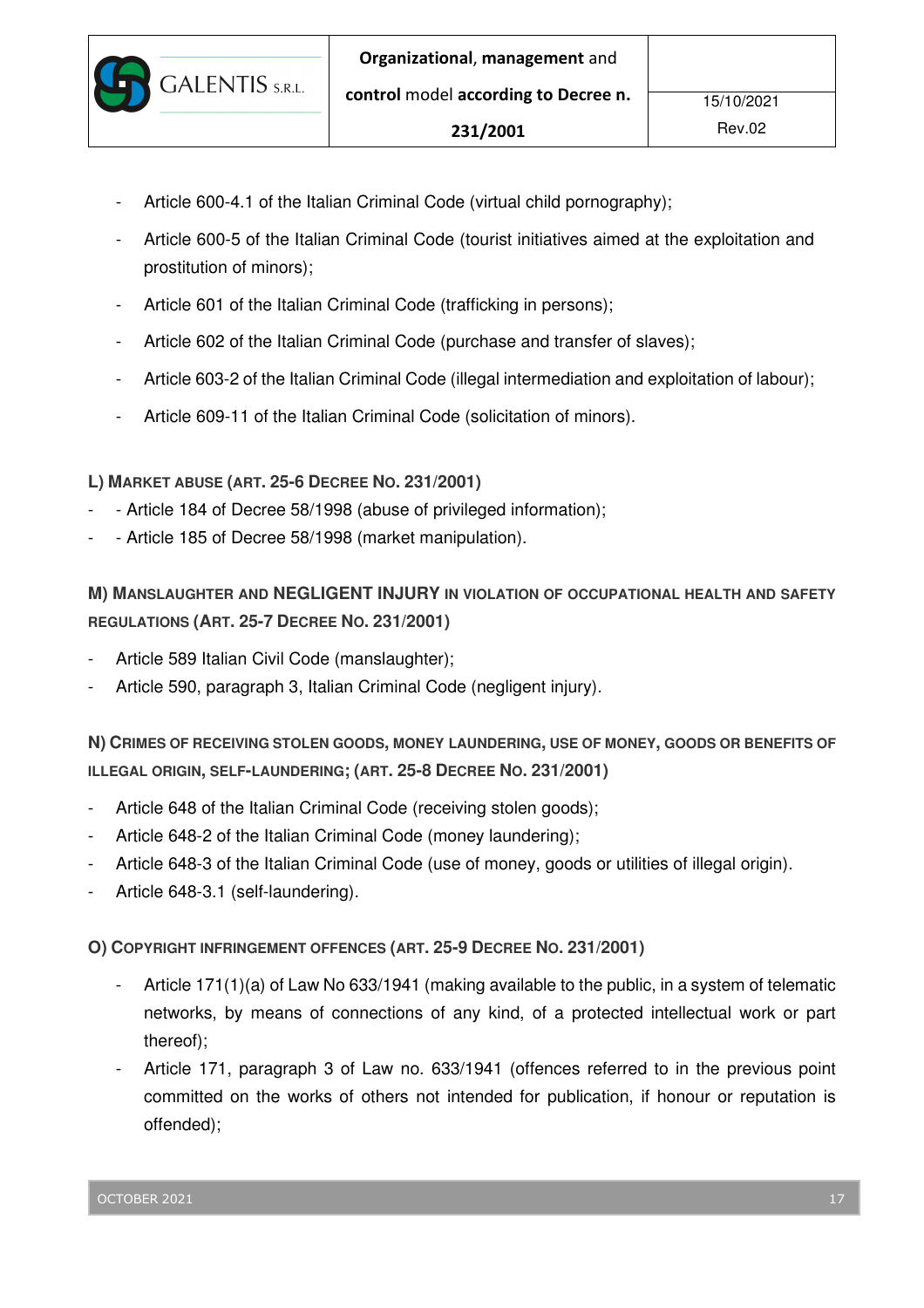- Article 600-4.1 of the Italian Criminal Code (virtual child pornography);
- Article 600-5 of the Italian Criminal Code (tourist initiatives aimed at the exploitation and prostitution of minors);
- Article 601 of the Italian Criminal Code (trafficking in persons);
- Article 602 of the Italian Criminal Code (purchase and transfer of slaves);
- Article 603-2 of the Italian Criminal Code (illegal intermediation and exploitation of labour);
- Article 609-11 of the Italian Criminal Code (solicitation of minors).

**L) MARKET ABUSE (ART. 25-6 DECREE NO. 231/2001)**

- - Article 184 of Decree 58/1998 (abuse of privileged information);
- - Article 185 of Decree 58/1998 (market manipulation).

**M) MANSLAUGHTER AND NEGLIGENT INJURY IN VIOLATION OF OCCUPATIONAL HEALTH AND SAFETY REGULATIONS (ART. 25-7 DECREE NO. 231/2001)**

- Article 589 Italian Civil Code (manslaughter);
- Article 590, paragraph 3, Italian Criminal Code (negligent injury).

**N) CRIMES OF RECEIVING STOLEN GOODS, MONEY LAUNDERING, USE OF MONEY, GOODS OR BENEFITS OF ILLEGAL ORIGIN, SELF-LAUNDERING; (ART. 25-8 DECREE NO. 231/2001)**

- Article 648 of the Italian Criminal Code (receiving stolen goods);
- Article 648-2 of the Italian Criminal Code (money laundering);
- Article 648-3 of the Italian Criminal Code (use of money, goods or utilities of illegal origin).
- Article 648-3.1 (self-laundering).

**O) COPYRIGHT INFRINGEMENT OFFENCES (ART. 25-9 DECREE NO. 231/2001)**

- Article 171(1)(a) of Law No 633/1941 (making available to the public, in a system of telematic networks, by means of connections of any kind, of a protected intellectual work or part thereof);
- Article 171, paragraph 3 of Law no. 633/1941 (offences referred to in the previous point committed on the works of others not intended for publication, if honour or reputation is offended);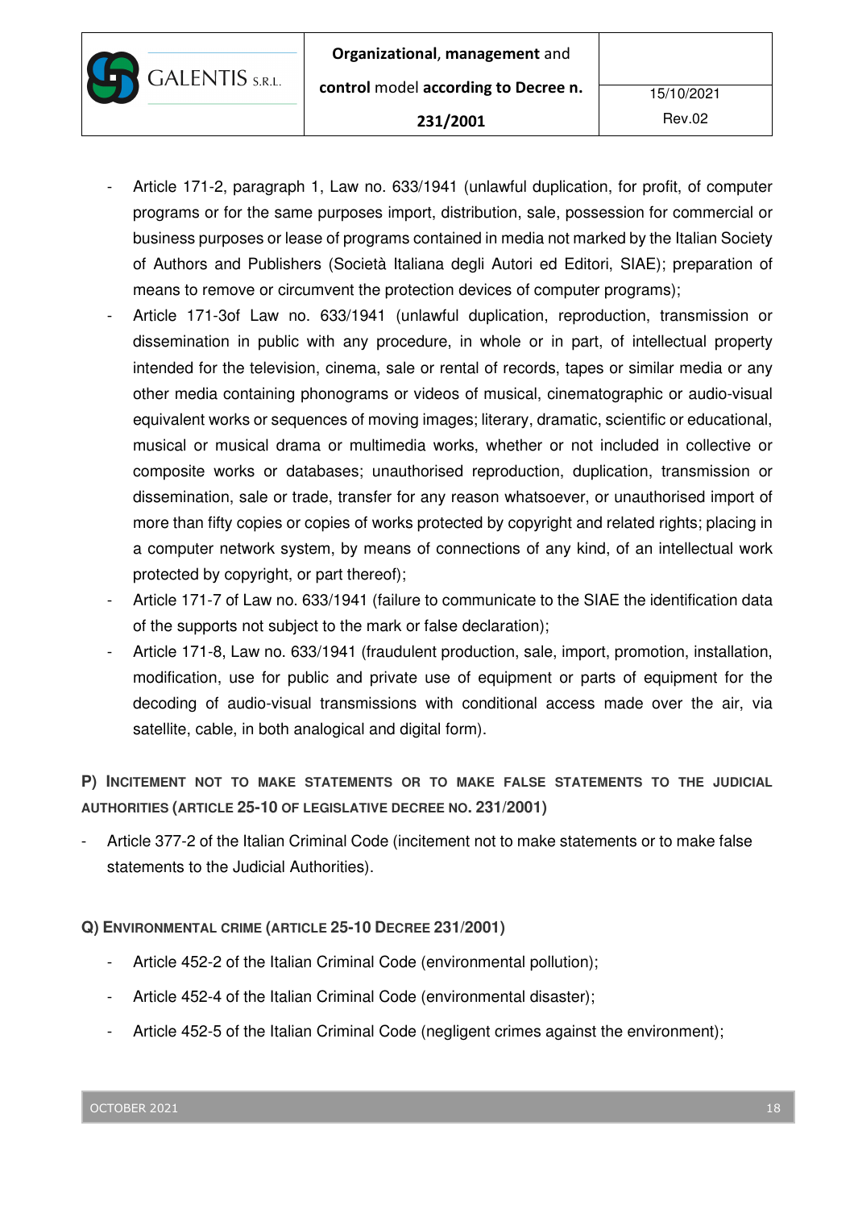- Article 171-2, paragraph 1, Law no. 633/1941 (unlawful duplication, for profit, of computer programs or for the same purposes import, distribution, sale, possession for commercial or business purposes or lease of programs contained in media not marked by the Italian Society of Authors and Publishers (Società Italiana degli Autori ed Editori, SIAE); preparation of means to remove or circumvent the protection devices of computer programs);
- Article 171-3of Law no. 633/1941 (unlawful duplication, reproduction, transmission or dissemination in public with any procedure, in whole or in part, of intellectual property intended for the television, cinema, sale or rental of records, tapes or similar media or any other media containing phonograms or videos of musical, cinematographic or audio-visual equivalent works or sequences of moving images; literary, dramatic, scientific or educational, musical or musical drama or multimedia works, whether or not included in collective or composite works or databases; unauthorised reproduction, duplication, transmission or dissemination, sale or trade, transfer for any reason whatsoever, or unauthorised import of more than fifty copies or copies of works protected by copyright and related rights; placing in a computer network system, by means of connections of any kind, of an intellectual work protected by copyright, or part thereof);
- Article 171-7 of Law no. 633/1941 (failure to communicate to the SIAE the identification data of the supports not subject to the mark or false declaration);
- Article 171-8, Law no. 633/1941 (fraudulent production, sale, import, promotion, installation, modification, use for public and private use of equipment or parts of equipment for the decoding of audio-visual transmissions with conditional access made over the air, via satellite, cable, in both analogical and digital form).

**P) INCITEMENT NOT TO MAKE STATEMENTS OR TO MAKE FALSE STATEMENTS TO THE JUDICIAL AUTHORITIES (ARTICLE 25-10 OF LEGISLATIVE DECREE NO. 231/2001)**

- Article 377-2 of the Italian Criminal Code (incitement not to make statements or to make false statements to the Judicial Authorities).

**Q) ENVIRONMENTAL CRIME (ARTICLE 25-10 DECREE 231/2001)**

- Article 452-2 of the Italian Criminal Code (environmental pollution);
- Article 452-4 of the Italian Criminal Code (environmental disaster);
- Article 452-5 of the Italian Criminal Code (negligent crimes against the environment);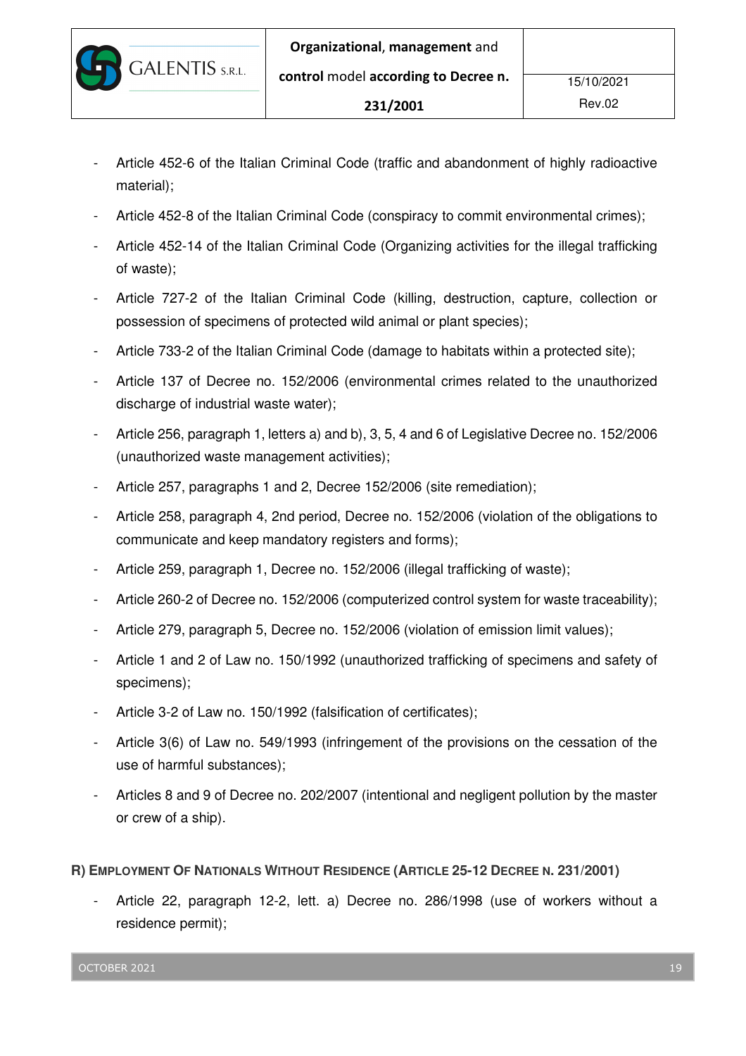- Article 452-6 of the Italian Criminal Code (traffic and abandonment of highly radioactive material);
- Article 452-8 of the Italian Criminal Code (conspiracy to commit environmental crimes);
- Article 452-14 of the Italian Criminal Code (Organizing activities for the illegal trafficking of waste);
- Article 727-2 of the Italian Criminal Code (killing, destruction, capture, collection or possession of specimens of protected wild animal or plant species);
- Article 733-2 of the Italian Criminal Code (damage to habitats within a protected site);
- Article 137 of Decree no. 152/2006 (environmental crimes related to the unauthorized discharge of industrial waste water);
- Article 256, paragraph 1, letters a) and b), 3, 5, 4 and 6 of Legislative Decree no. 152/2006 (unauthorized waste management activities);
- Article 257, paragraphs 1 and 2, Decree 152/2006 (site remediation);
- Article 258, paragraph 4, 2nd period, Decree no. 152/2006 (violation of the obligations to communicate and keep mandatory registers and forms);
- Article 259, paragraph 1, Decree no. 152/2006 (illegal trafficking of waste);
- Article 260-2 of Decree no. 152/2006 (computerized control system for waste traceability);
- Article 279, paragraph 5, Decree no. 152/2006 (violation of emission limit values);
- Article 1 and 2 of Law no. 150/1992 (unauthorized trafficking of specimens and safety of specimens);
- Article 3-2 of Law no. 150/1992 (falsification of certificates);
- Article 3(6) of Law no. 549/1993 (infringement of the provisions on the cessation of the use of harmful substances);
- Articles 8 and 9 of Decree no. 202/2007 (intentional and negligent pollution by the master or crew of a ship).

**R) Employment Of Nationals Without Residence (Article 25-12 Decree n. 231/2001)**

- Article 22, paragraph 12-2, lett. a) Decree no. 286/1998 (use of workers without a residence permit);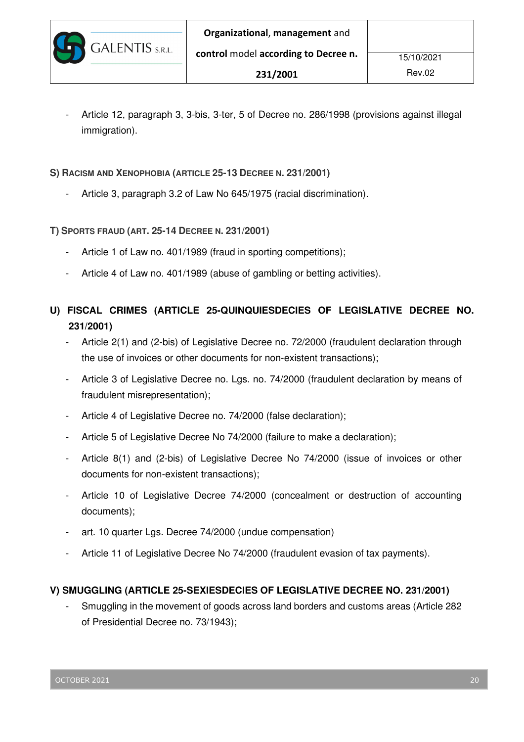- Article 12, paragraph 3, 3-bis, 3-ter, 5 of Decree no. 286/1998 (provisions against illegal immigration).

**S) RACISM AND XENOPHOBIA (ARTICLE 25-13 DECREE N. 231/2001)**

- Article 3, paragraph 3.2 of Law No 645/1975 (racial discrimination).

**T) SPORTS FRAUD (ART. 25-14 DECREE N. 231/2001)**

- Article 1 of Law no. 401/1989 (fraud in sporting competitions);
- Article 4 of Law no. 401/1989 (abuse of gambling or betting activities).

**U) FISCAL CRIMES (ARTICLE 25-QUINQUIESDECIES OF LEGISLATIVE DECREE NO. 231/2001)**

- Article 2(1) and (2-bis) of Legislative Decree no. 72/2000 (fraudulent declaration through the use of invoices or other documents for non-existent transactions);
- Article 3 of Legislative Decree no. Lgs. no. 74/2000 (fraudulent declaration by means of fraudulent misrepresentation);
- Article 4 of Legislative Decree no. 74/2000 (false declaration);
- Article 5 of Legislative Decree No 74/2000 (failure to make a declaration);
- Article 8(1) and (2-bis) of Legislative Decree No 74/2000 (issue of invoices or other documents for non-existent transactions);
- Article 10 of Legislative Decree 74/2000 (concealment or destruction of accounting documents);
- art. 10 quarter Lgs. Decree 74/2000 (undue compensation)
- Article 11 of Legislative Decree No 74/2000 (fraudulent evasion of tax payments).

**V) SMUGGLING (ARTICLE 25-SEXIESDECIES OF LEGISLATIVE DECREE NO. 231/2001)**

- Smuggling in the movement of goods across land borders and customs areas (Article 282 of Presidential Decree no. 73/1943);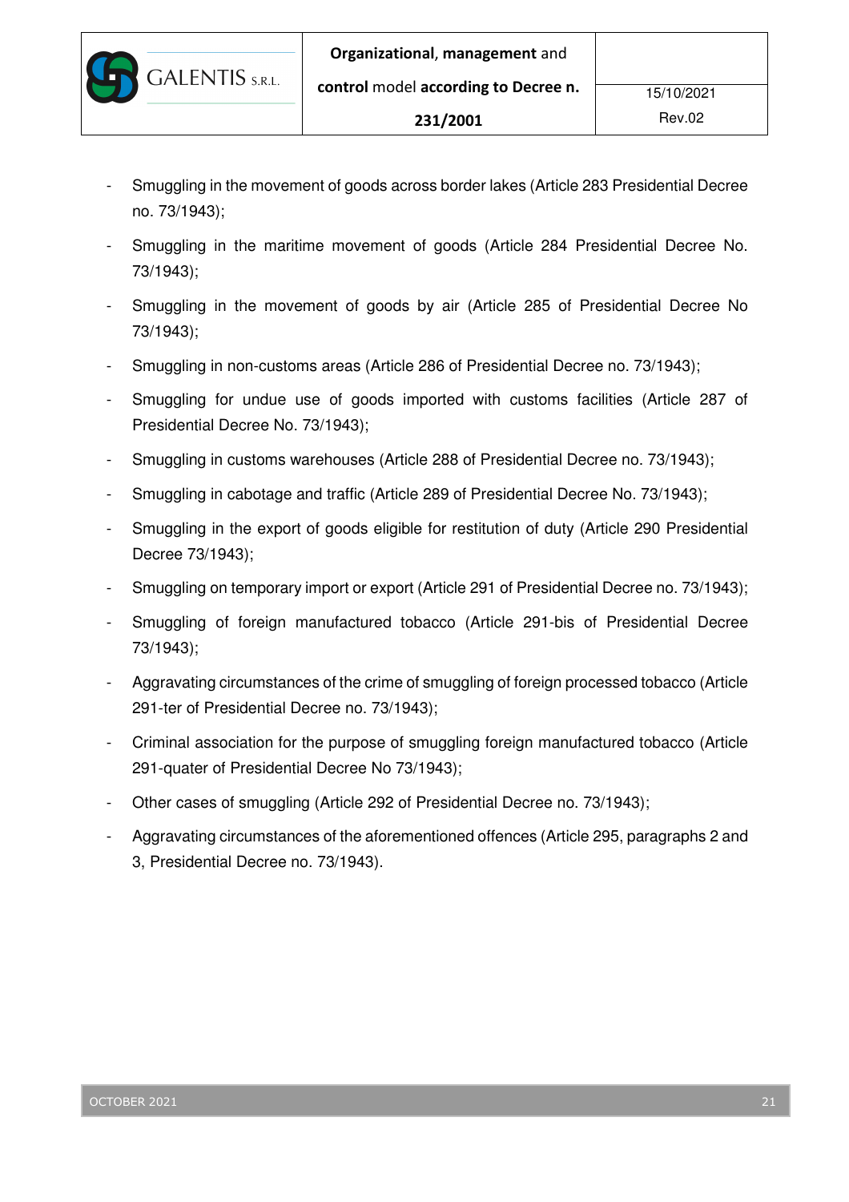- Smuggling in the movement of goods across border lakes (Article 283 Presidential Decree no. 73/1943);
- Smuggling in the maritime movement of goods (Article 284 Presidential Decree No. 73/1943);
- Smuggling in the movement of goods by air (Article 285 of Presidential Decree No 73/1943);
- Smuggling in non-customs areas (Article 286 of Presidential Decree no. 73/1943);
- Smuggling for undue use of goods imported with customs facilities (Article 287 of Presidential Decree No. 73/1943);
- Smuggling in customs warehouses (Article 288 of Presidential Decree no. 73/1943);
- Smuggling in cabotage and traffic (Article 289 of Presidential Decree No. 73/1943);
- Smuggling in the export of goods eligible for restitution of duty (Article 290 Presidential Decree 73/1943);
- Smuggling on temporary import or export (Article 291 of Presidential Decree no. 73/1943);
- Smuggling of foreign manufactured tobacco (Article 291-bis of Presidential Decree 73/1943);
- Aggravating circumstances of the crime of smuggling of foreign processed tobacco (Article 291-ter of Presidential Decree no. 73/1943);
- Criminal association for the purpose of smuggling foreign manufactured tobacco (Article 291-quater of Presidential Decree No 73/1943);
- Other cases of smuggling (Article 292 of Presidential Decree no. 73/1943);
- Aggravating circumstances of the aforementioned offences (Article 295, paragraphs 2 and 3, Presidential Decree no. 73/1943).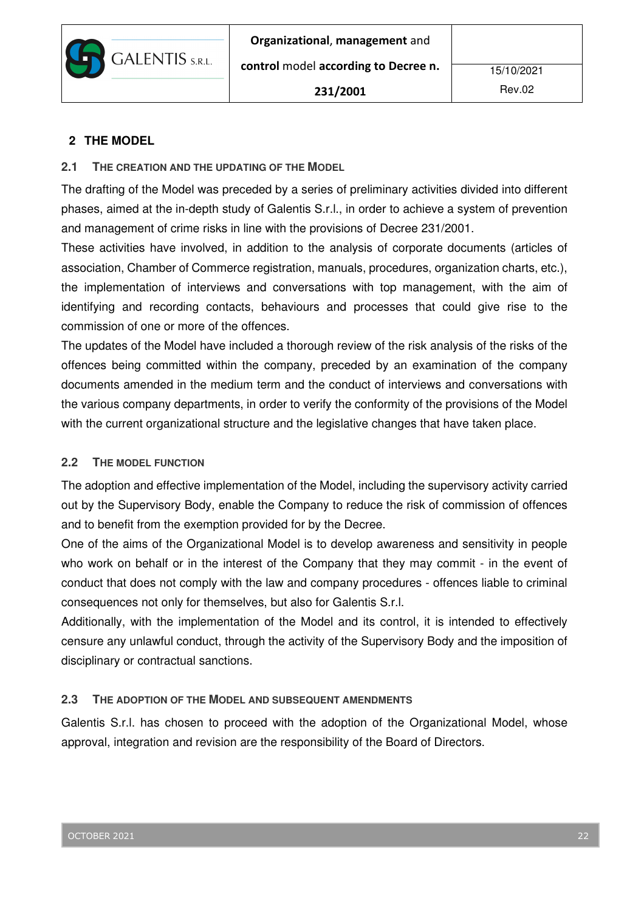# 2 THE MODEL

## 2.1 THE CREATION AND THE UPDATING OF THE MODEL

The drafting of the Model was preceded by a series of preliminary activities divided into different phases, aimed at the in-depth study of Galentis S.r.l., in order to achieve a system of prevention and management of crime risks in line with the provisions of Decree 231/2001.

These activities have involved, in addition to the analysis of corporate documents (articles of association, Chamber of Commerce registration, manuals, procedures, organization charts, etc.), the implementation of interviews and conversations with top management, with the aim of identifying and recording contacts, behaviours and processes that could give rise to the commission of one or more of the offences.

The updates of the Model have included a thorough review of the risk analysis of the risks of the offences being committed within the company, preceded by an examination of the company documents amended in the medium term and the conduct of interviews and conversations with the various company departments, in order to verify the conformity of the provisions of the Model with the current organizational structure and the legislative changes that have taken place.

## 2.2 THE MODEL FUNCTION

The adoption and effective implementation of the Model, including the supervisory activity carried out by the Supervisory Body, enable the Company to reduce the risk of commission of offences and to benefit from the exemption provided for by the Decree.

One of the aims of the Organizational Model is to develop awareness and sensitivity in people who work on behalf or in the interest of the Company that they may commit - in the event of conduct that does not comply with the law and company procedures - offences liable to criminal consequences not only for themselves, but also for Galentis S.r.l.

Additionally, with the implementation of the Model and its control, it is intended to effectively censure any unlawful conduct, through the activity of the Supervisory Body and the imposition of disciplinary or contractual sanctions.

## 2.3 THE ADOPTION OF THE MODEL AND SUBSEQUENT AMENDMENTS

Galentis S.r.l. has chosen to proceed with the adoption of the Organizational Model, whose approval, integration and revision are the responsibility of the Board of Directors.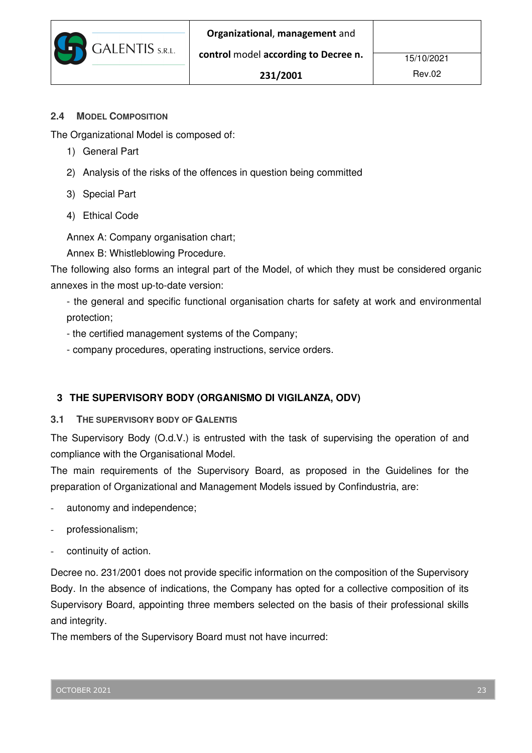### 2.4 Model Composition

The Organizational Model is composed of:

1) General Part
2) Analysis of the risks of the offences in question being committed
3) Special Part
4) Ethical Code

Annex A: Company organisation chart;

Annex B: Whistleblowing Procedure.

The following also forms an integral part of the Model, of which they must be considered organic annexes in the most up-to-date version:

- the general and specific functional organisation charts for safety at work and environmental protection;
- the certified management systems of the Company;
- company procedures, operating instructions, service orders.

## 3 THE SUPERVISORY BODY (ORGANISMO DI VIGILANZA, ODV)

### 3.1 The Supervisory Body of Galentis

The Supervisory Body (O.d.V.) is entrusted with the task of supervising the operation of and compliance with the Organisational Model.

The main requirements of the Supervisory Board, as proposed in the Guidelines for the preparation of Organizational and Management Models issued by Confindustria, are:

- autonomy and independence;
- professionalism;
- continuity of action.

Decree no. 231/2001 does not provide specific information on the composition of the Supervisory Body. In the absence of indications, the Company has opted for a collective composition of its Supervisory Board, appointing three members selected on the basis of their professional skills and integrity.

The members of the Supervisory Board must not have incurred: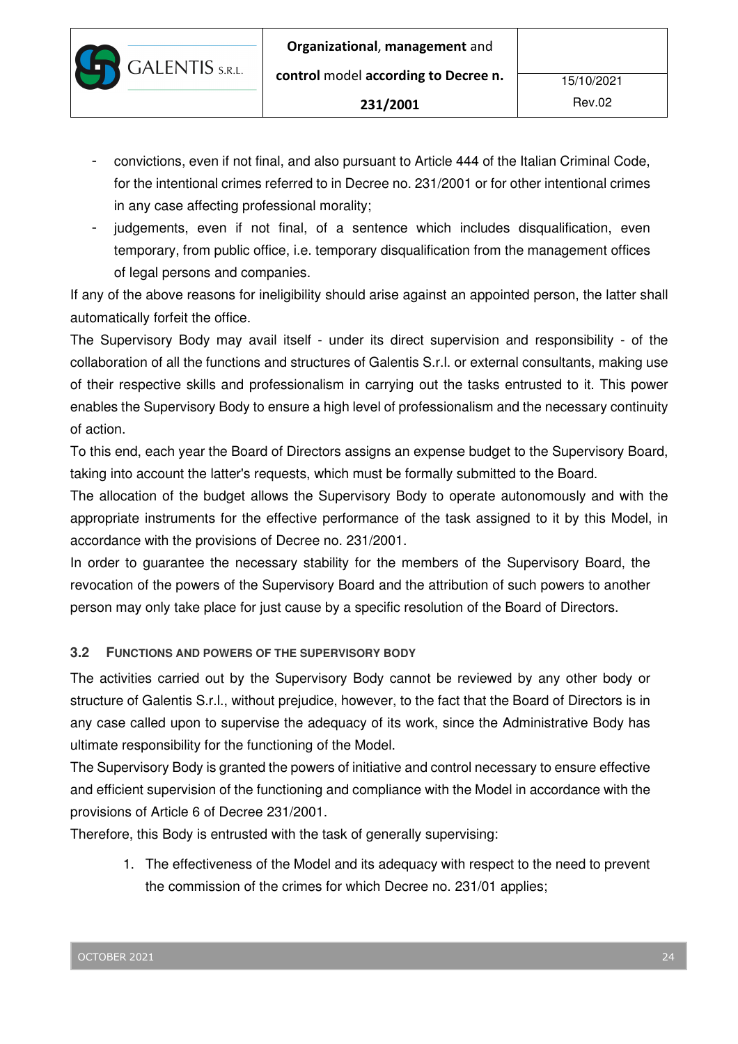- convictions, even if not final, and also pursuant to Article 444 of the Italian Criminal Code, for the intentional crimes referred to in Decree no. 231/2001 or for other intentional crimes in any case affecting professional morality;
- judgements, even if not final, of a sentence which includes disqualification, even temporary, from public office, i.e. temporary disqualification from the management offices of legal persons and companies.

If any of the above reasons for ineligibility should arise against an appointed person, the latter shall automatically forfeit the office.

The Supervisory Body may avail itself - under its direct supervision and responsibility - of the collaboration of all the functions and structures of Galentis S.r.l. or external consultants, making use of their respective skills and professionalism in carrying out the tasks entrusted to it. This power enables the Supervisory Body to ensure a high level of professionalism and the necessary continuity of action.

To this end, each year the Board of Directors assigns an expense budget to the Supervisory Board, taking into account the latter's requests, which must be formally submitted to the Board.

The allocation of the budget allows the Supervisory Body to operate autonomously and with the appropriate instruments for the effective performance of the task assigned to it by this Model, in accordance with the provisions of Decree no. 231/2001.

In order to guarantee the necessary stability for the members of the Supervisory Board, the revocation of the powers of the Supervisory Board and the attribution of such powers to another person may only take place for just cause by a specific resolution of the Board of Directors.

### 3.2 FUNCTIONS AND POWERS OF THE SUPERVISORY BODY

The activities carried out by the Supervisory Body cannot be reviewed by any other body or structure of Galentis S.r.l., without prejudice, however, to the fact that the Board of Directors is in any case called upon to supervise the adequacy of its work, since the Administrative Body has ultimate responsibility for the functioning of the Model.

The Supervisory Body is granted the powers of initiative and control necessary to ensure effective and efficient supervision of the functioning and compliance with the Model in accordance with the provisions of Article 6 of Decree 231/2001.

Therefore, this Body is entrusted with the task of generally supervising:

1. The effectiveness of the Model and its adequacy with respect to the need to prevent the commission of the crimes for which Decree no. 231/01 applies;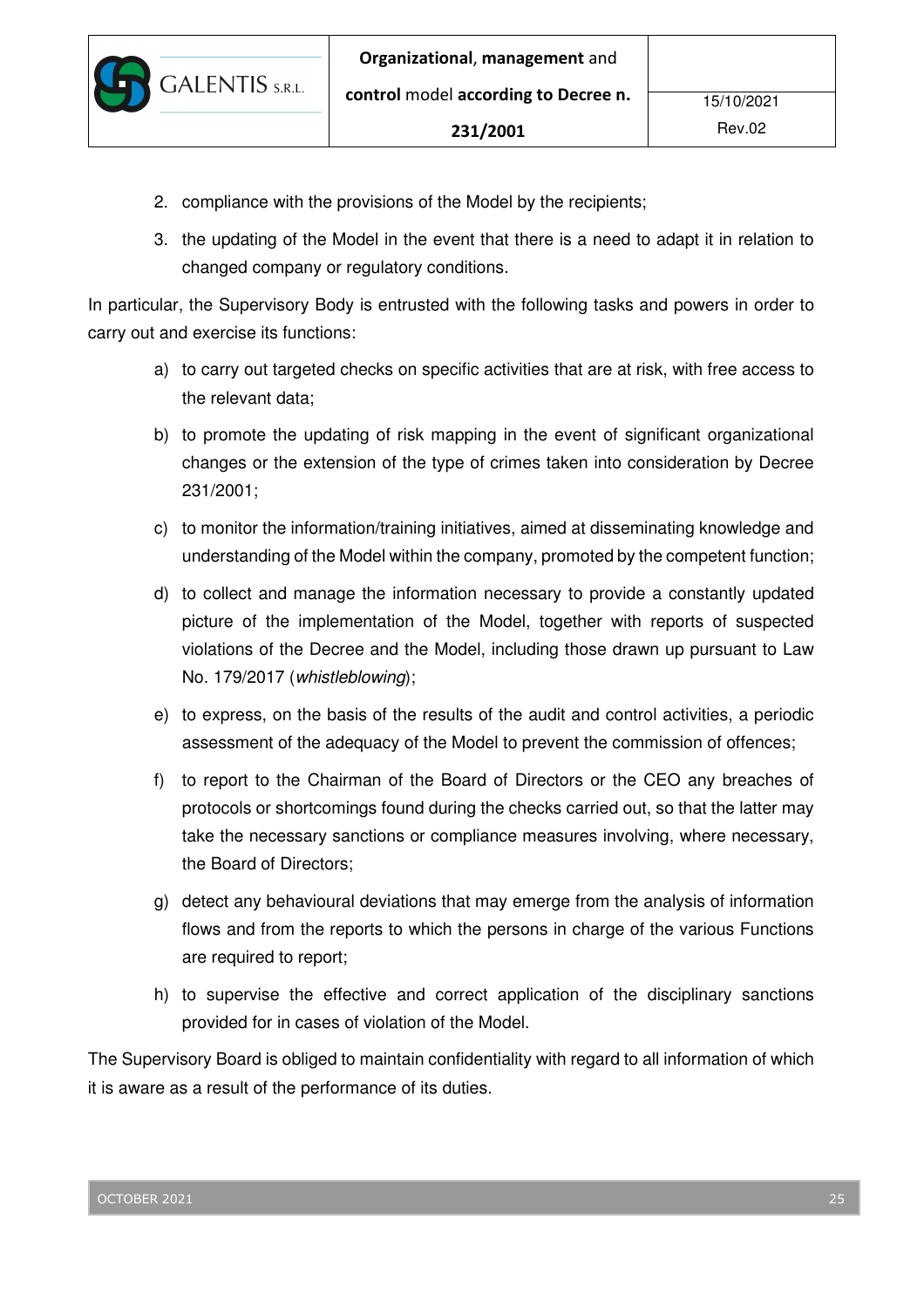2. compliance with the provisions of the Model by the recipients;
3. the updating of the Model in the event that there is a need to adapt it in relation to changed company or regulatory conditions.

In particular, the Supervisory Body is entrusted with the following tasks and powers in order to carry out and exercise its functions:

a) to carry out targeted checks on specific activities that are at risk, with free access to the relevant data;

b) to promote the updating of risk mapping in the event of significant organizational changes or the extension of the type of crimes taken into consideration by Decree 231/2001;

c) to monitor the information/training initiatives, aimed at disseminating knowledge and understanding of the Model within the company, promoted by the competent function;

d) to collect and manage the information necessary to provide a constantly updated picture of the implementation of the Model, together with reports of suspected violations of the Decree and the Model, including those drawn up pursuant to Law No. 179/2017 (*whistleblowing*);

e) to express, on the basis of the results of the audit and control activities, a periodic assessment of the adequacy of the Model to prevent the commission of offences;

f) to report to the Chairman of the Board of Directors or the CEO any breaches of protocols or shortcomings found during the checks carried out, so that the latter may take the necessary sanctions or compliance measures involving, where necessary, the Board of Directors;

g) detect any behavioural deviations that may emerge from the analysis of information flows and from the reports to which the persons in charge of the various Functions are required to report;

h) to supervise the effective and correct application of the disciplinary sanctions provided for in cases of violation of the Model.

The Supervisory Board is obliged to maintain confidentiality with regard to all information of which it is aware as a result of the performance of its duties.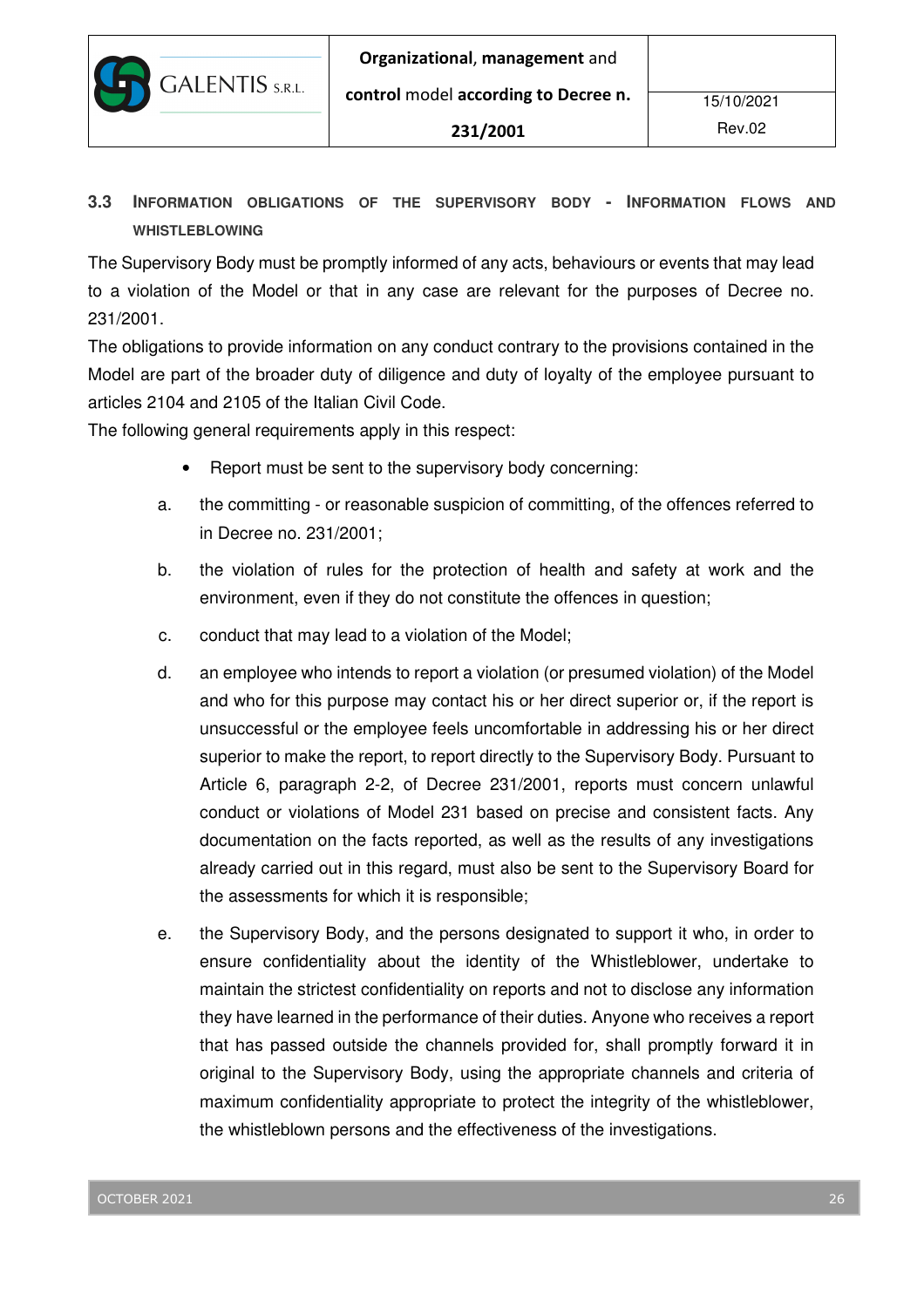### 3.3 Information obligations of the Supervisory Body - Information flows and whistleblowing

The Supervisory Body must be promptly informed of any acts, behaviours or events that may lead to a violation of the Model or that in any case are relevant for the purposes of Decree no. 231/2001.

The obligations to provide information on any conduct contrary to the provisions contained in the Model are part of the broader duty of diligence and duty of loyalty of the employee pursuant to articles 2104 and 2105 of the Italian Civil Code.

The following general requirements apply in this respect:

- Report must be sent to the supervisory body concerning:

a. the committing - or reasonable suspicion of committing, of the offences referred to in Decree no. 231/2001;

b. the violation of rules for the protection of health and safety at work and the environment, even if they do not constitute the offences in question;

c. conduct that may lead to a violation of the Model;

d. an employee who intends to report a violation (or presumed violation) of the Model and who for this purpose may contact his or her direct superior or, if the report is unsuccessful or the employee feels uncomfortable in addressing his or her direct superior to make the report, to report directly to the Supervisory Body. Pursuant to Article 6, paragraph 2-2, of Decree 231/2001, reports must concern unlawful conduct or violations of Model 231 based on precise and consistent facts. Any documentation on the facts reported, as well as the results of any investigations already carried out in this regard, must also be sent to the Supervisory Board for the assessments for which it is responsible;

e. the Supervisory Body, and the persons designated to support it who, in order to ensure confidentiality about the identity of the Whistleblower, undertake to maintain the strictest confidentiality on reports and not to disclose any information they have learned in the performance of their duties. Anyone who receives a report that has passed outside the channels provided for, shall promptly forward it in original to the Supervisory Body, using the appropriate channels and criteria of maximum confidentiality appropriate to protect the integrity of the whistleblower, the whistleblown persons and the effectiveness of the investigations.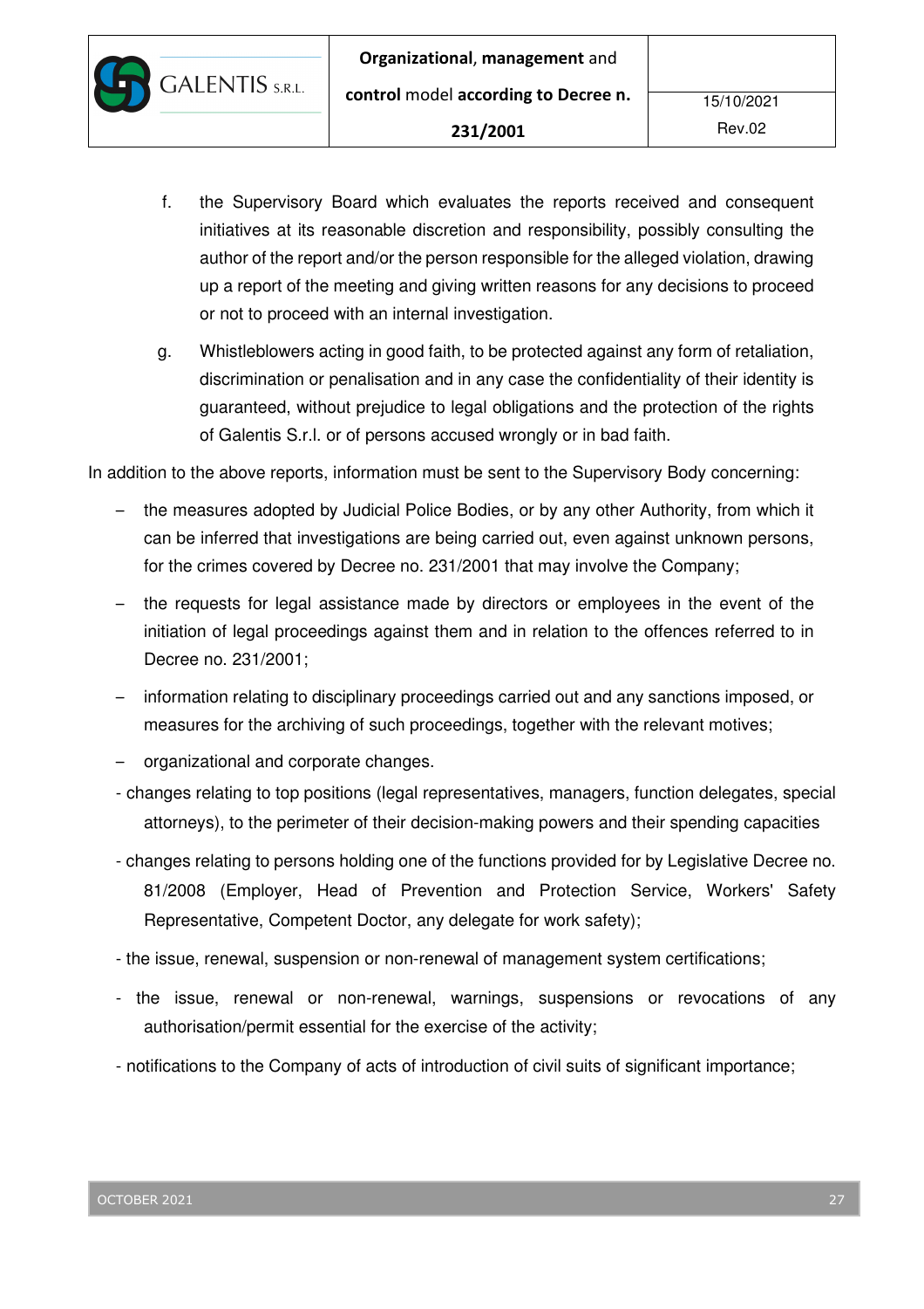f. the Supervisory Board which evaluates the reports received and consequent initiatives at its reasonable discretion and responsibility, possibly consulting the author of the report and/or the person responsible for the alleged violation, drawing up a report of the meeting and giving written reasons for any decisions to proceed or not to proceed with an internal investigation.

g. Whistleblowers acting in good faith, to be protected against any form of retaliation, discrimination or penalisation and in any case the confidentiality of their identity is guaranteed, without prejudice to legal obligations and the protection of the rights of Galentis S.r.l. or of persons accused wrongly or in bad faith.

In addition to the above reports, information must be sent to the Supervisory Body concerning:

- the measures adopted by Judicial Police Bodies, or by any other Authority, from which it can be inferred that investigations are being carried out, even against unknown persons, for the crimes covered by Decree no. 231/2001 that may involve the Company;
- the requests for legal assistance made by directors or employees in the event of the initiation of legal proceedings against them and in relation to the offences referred to in Decree no. 231/2001;
- information relating to disciplinary proceedings carried out and any sanctions imposed, or measures for the archiving of such proceedings, together with the relevant motives;
- organizational and corporate changes.
- changes relating to top positions (legal representatives, managers, function delegates, special attorneys), to the perimeter of their decision-making powers and their spending capacities
- changes relating to persons holding one of the functions provided for by Legislative Decree no. 81/2008 (Employer, Head of Prevention and Protection Service, Workers' Safety Representative, Competent Doctor, any delegate for work safety);
- the issue, renewal, suspension or non-renewal of management system certifications;
- the issue, renewal or non-renewal, warnings, suspensions or revocations of any authorisation/permit essential for the exercise of the activity;
- notifications to the Company of acts of introduction of civil suits of significant importance;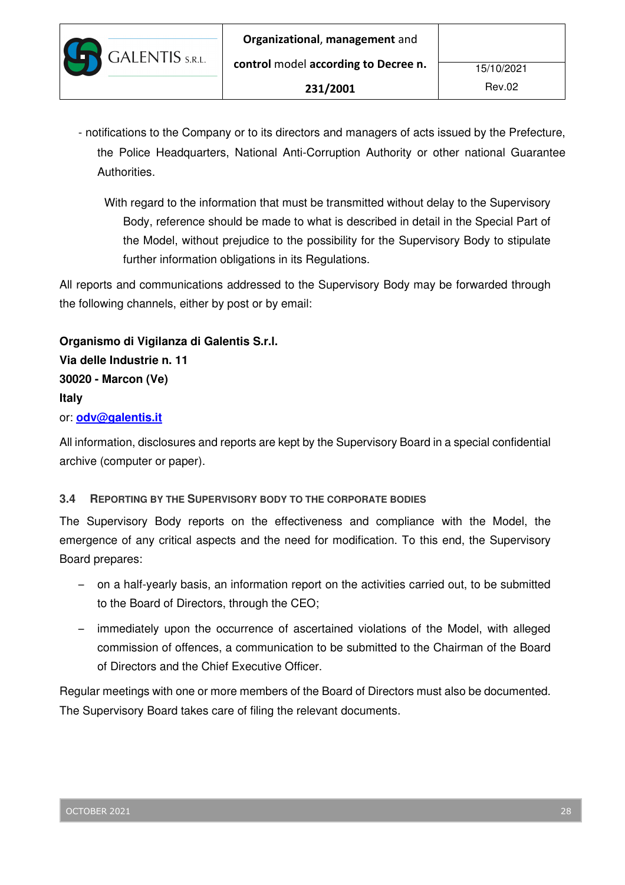- notifications to the Company or to its directors and managers of acts issued by the Prefecture, the Police Headquarters, National Anti-Corruption Authority or other national Guarantee Authorities.

With regard to the information that must be transmitted without delay to the Supervisory Body, reference should be made to what is described in detail in the Special Part of the Model, without prejudice to the possibility for the Supervisory Body to stipulate further information obligations in its Regulations.

All reports and communications addressed to the Supervisory Body may be forwarded through the following channels, either by post or by email:

**Organismo di Vigilanza di Galentis S.r.l.**
**Via delle Industrie n. 11**
**30020 - Marcon (Ve)**
**Italy**
or: **odv@galentis.it**

All information, disclosures and reports are kept by the Supervisory Board in a special confidential archive (computer or paper).

### 3.4 Reporting by the Supervisory Body to the corporate bodies

The Supervisory Body reports on the effectiveness and compliance with the Model, the emergence of any critical aspects and the need for modification. To this end, the Supervisory Board prepares:

- on a half-yearly basis, an information report on the activities carried out, to be submitted to the Board of Directors, through the CEO;
- immediately upon the occurrence of ascertained violations of the Model, with alleged commission of offences, a communication to be submitted to the Chairman of the Board of Directors and the Chief Executive Officer.

Regular meetings with one or more members of the Board of Directors must also be documented. The Supervisory Board takes care of filing the relevant documents.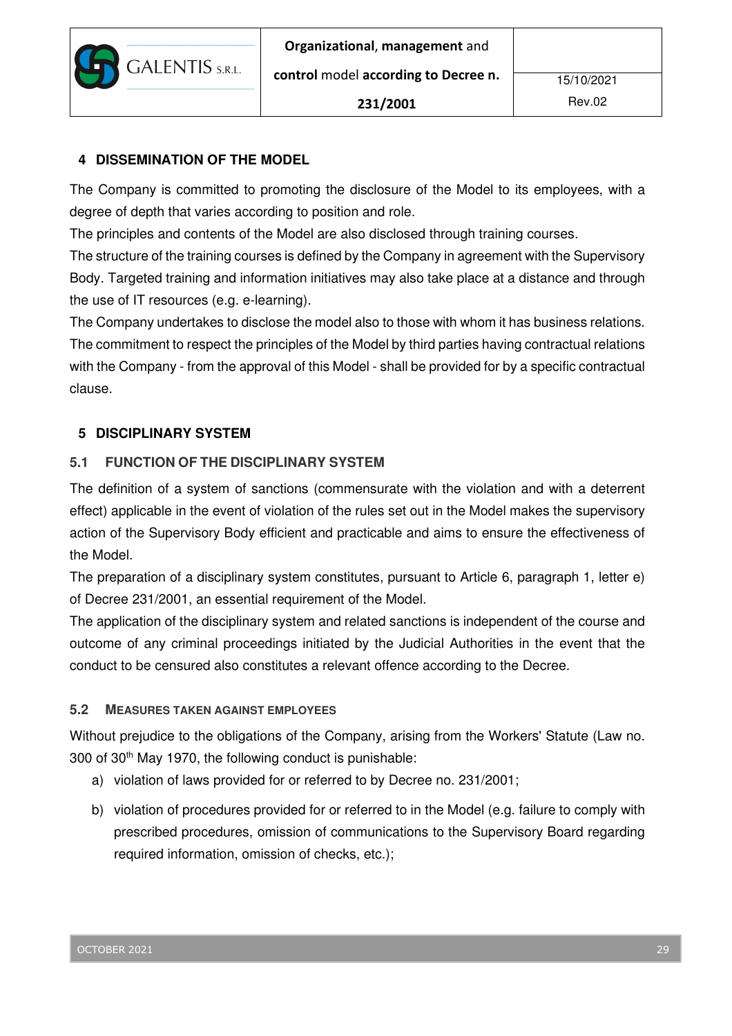## 4 DISSEMINATION OF THE MODEL

The Company is committed to promoting the disclosure of the Model to its employees, with a degree of depth that varies according to position and role.
The principles and contents of the Model are also disclosed through training courses.
The structure of the training courses is defined by the Company in agreement with the Supervisory Body. Targeted training and information initiatives may also take place at a distance and through the use of IT resources (e.g. e-learning).
The Company undertakes to disclose the model also to those with whom it has business relations. The commitment to respect the principles of the Model by third parties having contractual relations with the Company - from the approval of this Model - shall be provided for by a specific contractual clause.

## 5 DISCIPLINARY SYSTEM

### 5.1 FUNCTION OF THE DISCIPLINARY SYSTEM

The definition of a system of sanctions (commensurate with the violation and with a deterrent effect) applicable in the event of violation of the rules set out in the Model makes the supervisory action of the Supervisory Body efficient and practicable and aims to ensure the effectiveness of the Model.
The preparation of a disciplinary system constitutes, pursuant to Article 6, paragraph 1, letter e) of Decree 231/2001, an essential requirement of the Model.
The application of the disciplinary system and related sanctions is independent of the course and outcome of any criminal proceedings initiated by the Judicial Authorities in the event that the conduct to be censured also constitutes a relevant offence according to the Decree.

### 5.2 MEASURES TAKEN AGAINST EMPLOYEES

Without prejudice to the obligations of the Company, arising from the Workers' Statute (Law no. 300 of 30th May 1970, the following conduct is punishable:

a) violation of laws provided for or referred to by Decree no. 231/2001;

b) violation of procedures provided for or referred to in the Model (e.g. failure to comply with prescribed procedures, omission of communications to the Supervisory Board regarding required information, omission of checks, etc.);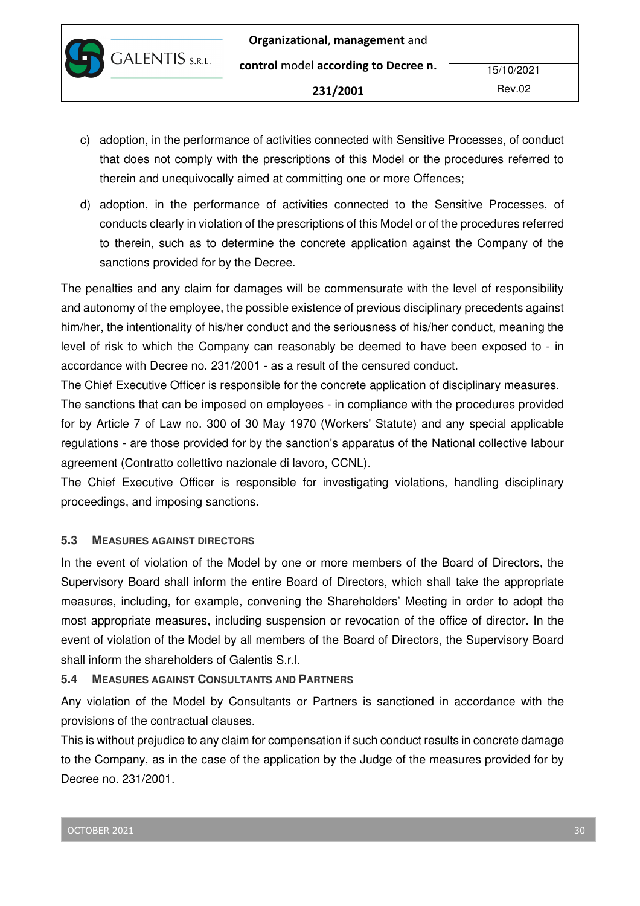c) adoption, in the performance of activities connected with Sensitive Processes, of conduct that does not comply with the prescriptions of this Model or the procedures referred to therein and unequivocally aimed at committing one or more Offences;

d) adoption, in the performance of activities connected to the Sensitive Processes, of conducts clearly in violation of the prescriptions of this Model or of the procedures referred to therein, such as to determine the concrete application against the Company of the sanctions provided for by the Decree.

The penalties and any claim for damages will be commensurate with the level of responsibility and autonomy of the employee, the possible existence of previous disciplinary precedents against him/her, the intentionality of his/her conduct and the seriousness of his/her conduct, meaning the level of risk to which the Company can reasonably be deemed to have been exposed to - in accordance with Decree no. 231/2001 - as a result of the censured conduct.

The Chief Executive Officer is responsible for the concrete application of disciplinary measures.

The sanctions that can be imposed on employees - in compliance with the procedures provided for by Article 7 of Law no. 300 of 30 May 1970 (Workers' Statute) and any special applicable regulations - are those provided for by the sanction's apparatus of the National collective labour agreement (Contratto collettivo nazionale di lavoro, CCNL).

The Chief Executive Officer is responsible for investigating violations, handling disciplinary proceedings, and imposing sanctions.

### 5.3 Measures against directors

In the event of violation of the Model by one or more members of the Board of Directors, the Supervisory Board shall inform the entire Board of Directors, which shall take the appropriate measures, including, for example, convening the Shareholders' Meeting in order to adopt the most appropriate measures, including suspension or revocation of the office of director. In the event of violation of the Model by all members of the Board of Directors, the Supervisory Board shall inform the shareholders of Galentis S.r.l.

### 5.4 Measures against Consultants and Partners

Any violation of the Model by Consultants or Partners is sanctioned in accordance with the provisions of the contractual clauses.

This is without prejudice to any claim for compensation if such conduct results in concrete damage to the Company, as in the case of the application by the Judge of the measures provided for by Decree no. 231/2001.